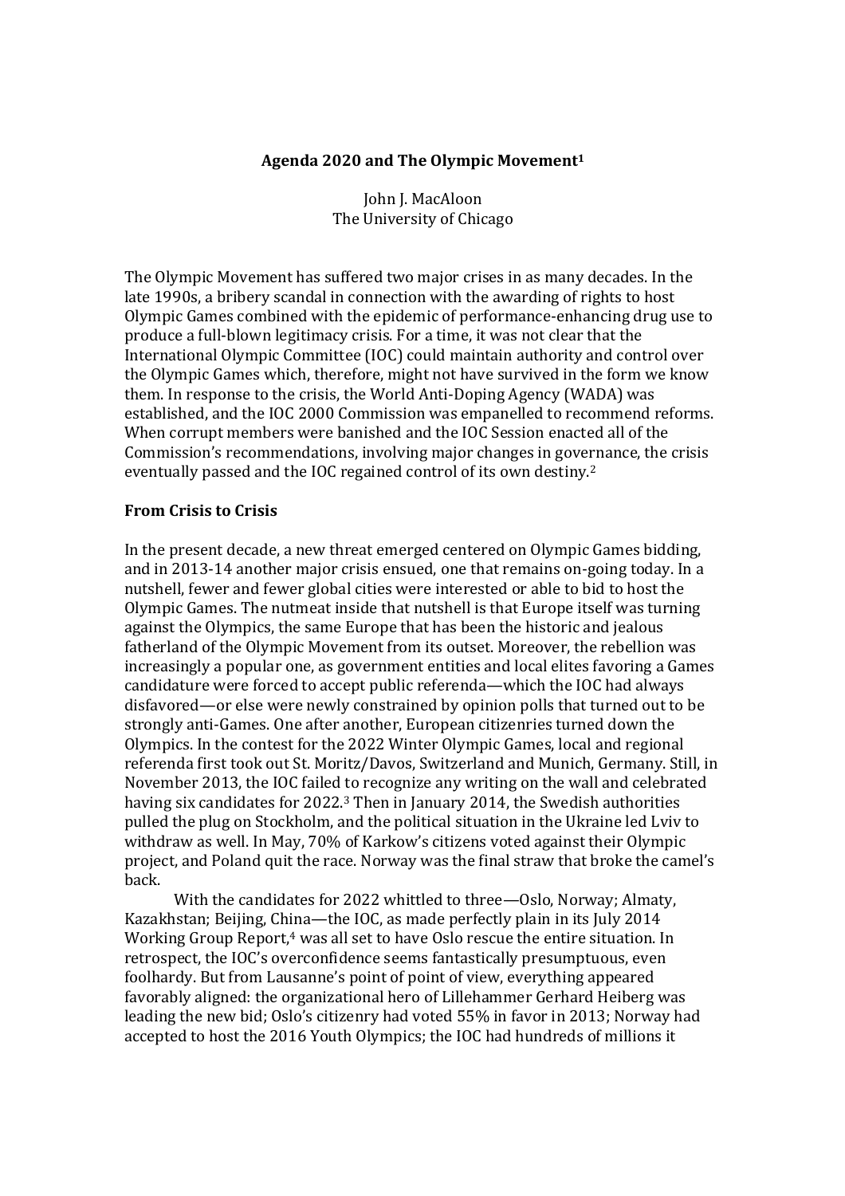**Agenda 2020 and The Olympic Movement**[1]

John J. MacAloon
The University of Chicago

The Olympic Movement has suffered two major crises in as many decades. In the late 1990s, a bribery scandal in connection with the awarding of rights to host Olympic Games combined with the epidemic of performance-enhancing drug use to produce a full-blown legitimacy crisis. For a time, it was not clear that the International Olympic Committee (IOC) could maintain authority and control over the Olympic Games which, therefore, might not have survived in the form we know them. In response to the crisis, the World Anti-Doping Agency (WADA) was established, and the IOC 2000 Commission was empanelled to recommend reforms. When corrupt members were banished and the IOC Session enacted all of the Commission's recommendations, involving major changes in governance, the crisis eventually passed and the IOC regained control of its own destiny.[2]

**From Crisis to Crisis**

In the present decade, a new threat emerged centered on Olympic Games bidding, and in 2013-14 another major crisis ensued, one that remains on-going today. In a nutshell, fewer and fewer global cities were interested or able to bid to host the Olympic Games. The nutmeat inside that nutshell is that Europe itself was turning against the Olympics, the same Europe that has been the historic and jealous fatherland of the Olympic Movement from its outset. Moreover, the rebellion was increasingly a popular one, as government entities and local elites favoring a Games candidature were forced to accept public referenda—which the IOC had always disfavored—or else were newly constrained by opinion polls that turned out to be strongly anti-Games. One after another, European citizenries turned down the Olympics. In the contest for the 2022 Winter Olympic Games, local and regional referenda first took out St. Moritz/Davos, Switzerland and Munich, Germany. Still, in November 2013, the IOC failed to recognize any writing on the wall and celebrated having six candidates for 2022.[3] Then in January 2014, the Swedish authorities pulled the plug on Stockholm, and the political situation in the Ukraine led Lviv to withdraw as well. In May, 70% of Karkow's citizens voted against their Olympic project, and Poland quit the race. Norway was the final straw that broke the camel's back.

With the candidates for 2022 whittled to three—Oslo, Norway; Almaty, Kazakhstan; Beijing, China—the IOC, as made perfectly plain in its July 2014 Working Group Report,[4] was all set to have Oslo rescue the entire situation. In retrospect, the IOC's overconfidence seems fantastically presumptuous, even foolhardy. But from Lausanne's point of point of view, everything appeared favorably aligned: the organizational hero of Lillehammer Gerhard Heiberg was leading the new bid; Oslo's citizenry had voted 55% in favor in 2013; Norway had accepted to host the 2016 Youth Olympics; the IOC had hundreds of millions it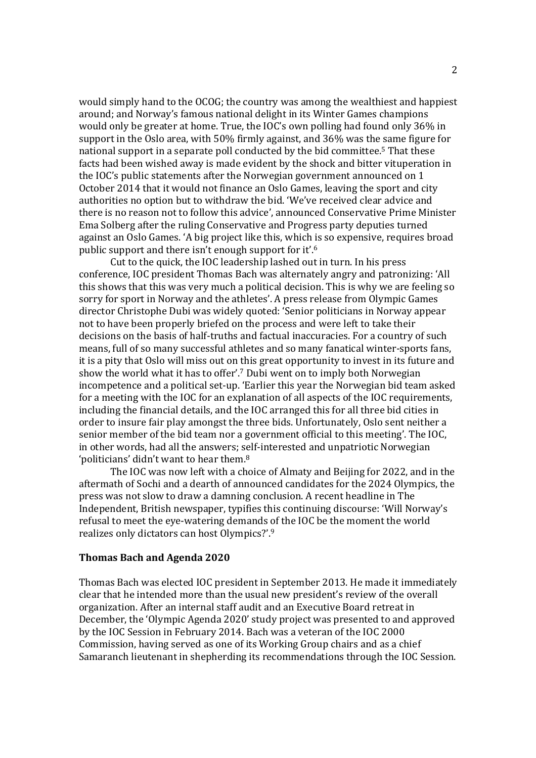would simply hand to the OCOG; the country was among the wealthiest and happiest around; and Norway's famous national delight in its Winter Games champions would only be greater at home. True, the IOC's own polling had found only 36% in support in the Oslo area, with 50% firmly against, and 36% was the same figure for national support in a separate poll conducted by the bid committee.[5] That these facts had been wished away is made evident by the shock and bitter vituperation in the IOC's public statements after the Norwegian government announced on 1 October 2014 that it would not finance an Oslo Games, leaving the sport and city authorities no option but to withdraw the bid. 'We've received clear advice and there is no reason not to follow this advice', announced Conservative Prime Minister Ema Solberg after the ruling Conservative and Progress party deputies turned against an Oslo Games. 'A big project like this, which is so expensive, requires broad public support and there isn't enough support for it'.[6]

Cut to the quick, the IOC leadership lashed out in turn. In his press conference, IOC president Thomas Bach was alternately angry and patronizing: 'All this shows that this was very much a political decision. This is why we are feeling so sorry for sport in Norway and the athletes'. A press release from Olympic Games director Christophe Dubi was widely quoted: 'Senior politicians in Norway appear not to have been properly briefed on the process and were left to take their decisions on the basis of half-truths and factual inaccuracies. For a country of such means, full of so many successful athletes and so many fanatical winter-sports fans, it is a pity that Oslo will miss out on this great opportunity to invest in its future and show the world what it has to offer'.[7] Dubi went on to imply both Norwegian incompetence and a political set-up. 'Earlier this year the Norwegian bid team asked for a meeting with the IOC for an explanation of all aspects of the IOC requirements, including the financial details, and the IOC arranged this for all three bid cities in order to insure fair play amongst the three bids. Unfortunately, Oslo sent neither a senior member of the bid team nor a government official to this meeting'. The IOC, in other words, had all the answers; self-interested and unpatriotic Norwegian 'politicians' didn't want to hear them.[8]

The IOC was now left with a choice of Almaty and Beijing for 2022, and in the aftermath of Sochi and a dearth of announced candidates for the 2024 Olympics, the press was not slow to draw a damning conclusion. A recent headline in The Independent, British newspaper, typifies this continuing discourse: 'Will Norway's refusal to meet the eye-watering demands of the IOC be the moment the world realizes only dictators can host Olympics?'.[9]

## Thomas Bach and Agenda 2020

Thomas Bach was elected IOC president in September 2013. He made it immediately clear that he intended more than the usual new president's review of the overall organization. After an internal staff audit and an Executive Board retreat in December, the 'Olympic Agenda 2020' study project was presented to and approved by the IOC Session in February 2014. Bach was a veteran of the IOC 2000 Commission, having served as one of its Working Group chairs and as a chief Samaranch lieutenant in shepherding its recommendations through the IOC Session.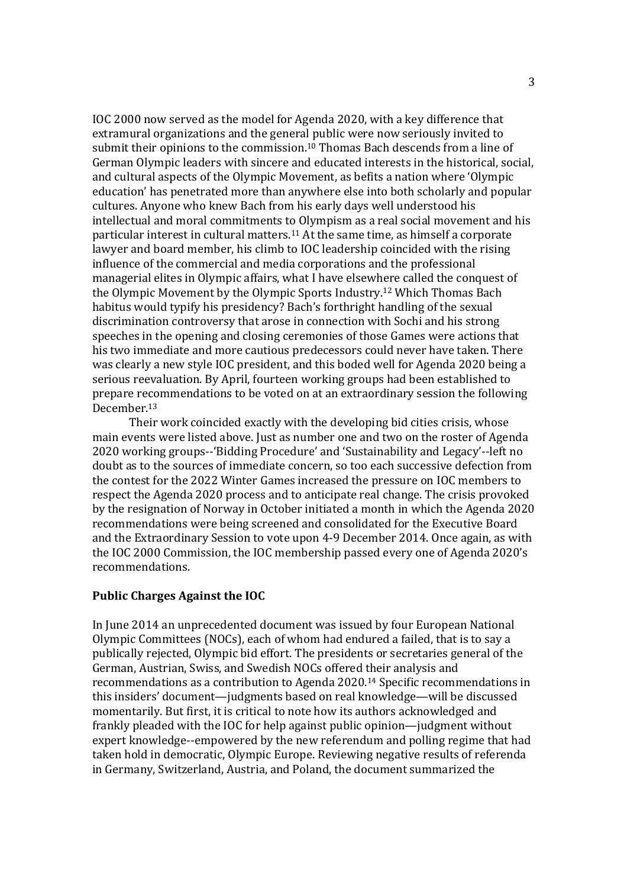IOC 2000 now served as the model for Agenda 2020, with a key difference that extramural organizations and the general public were now seriously invited to submit their opinions to the commission.[10] Thomas Bach descends from a line of German Olympic leaders with sincere and educated interests in the historical, social, and cultural aspects of the Olympic Movement, as befits a nation where 'Olympic education' has penetrated more than anywhere else into both scholarly and popular cultures. Anyone who knew Bach from his early days well understood his intellectual and moral commitments to Olympism as a real social movement and his particular interest in cultural matters.[11] At the same time, as himself a corporate lawyer and board member, his climb to IOC leadership coincided with the rising influence of the commercial and media corporations and the professional managerial elites in Olympic affairs, what I have elsewhere called the conquest of the Olympic Movement by the Olympic Sports Industry.[12] Which Thomas Bach habitus would typify his presidency? Bach's forthright handling of the sexual discrimination controversy that arose in connection with Sochi and his strong speeches in the opening and closing ceremonies of those Games were actions that his two immediate and more cautious predecessors could never have taken. There was clearly a new style IOC president, and this boded well for Agenda 2020 being a serious reevaluation. By April, fourteen working groups had been established to prepare recommendations to be voted on at an extraordinary session the following December.[13]

Their work coincided exactly with the developing bid cities crisis, whose main events were listed above. Just as number one and two on the roster of Agenda 2020 working groups--'Bidding Procedure' and 'Sustainability and Legacy'--left no doubt as to the sources of immediate concern, so too each successive defection from the contest for the 2022 Winter Games increased the pressure on IOC members to respect the Agenda 2020 process and to anticipate real change. The crisis provoked by the resignation of Norway in October initiated a month in which the Agenda 2020 recommendations were being screened and consolidated for the Executive Board and the Extraordinary Session to vote upon 4-9 December 2014. Once again, as with the IOC 2000 Commission, the IOC membership passed every one of Agenda 2020's recommendations.

**Public Charges Against the IOC**

In June 2014 an unprecedented document was issued by four European National Olympic Committees (NOCs), each of whom had endured a failed, that is to say a publically rejected, Olympic bid effort. The presidents or secretaries general of the German, Austrian, Swiss, and Swedish NOCs offered their analysis and recommendations as a contribution to Agenda 2020.[14] Specific recommendations in this insiders' document—judgments based on real knowledge—will be discussed momentarily. But first, it is critical to note how its authors acknowledged and frankly pleaded with the IOC for help against public opinion—judgment without expert knowledge--empowered by the new referendum and polling regime that had taken hold in democratic, Olympic Europe. Reviewing negative results of referenda in Germany, Switzerland, Austria, and Poland, the document summarized the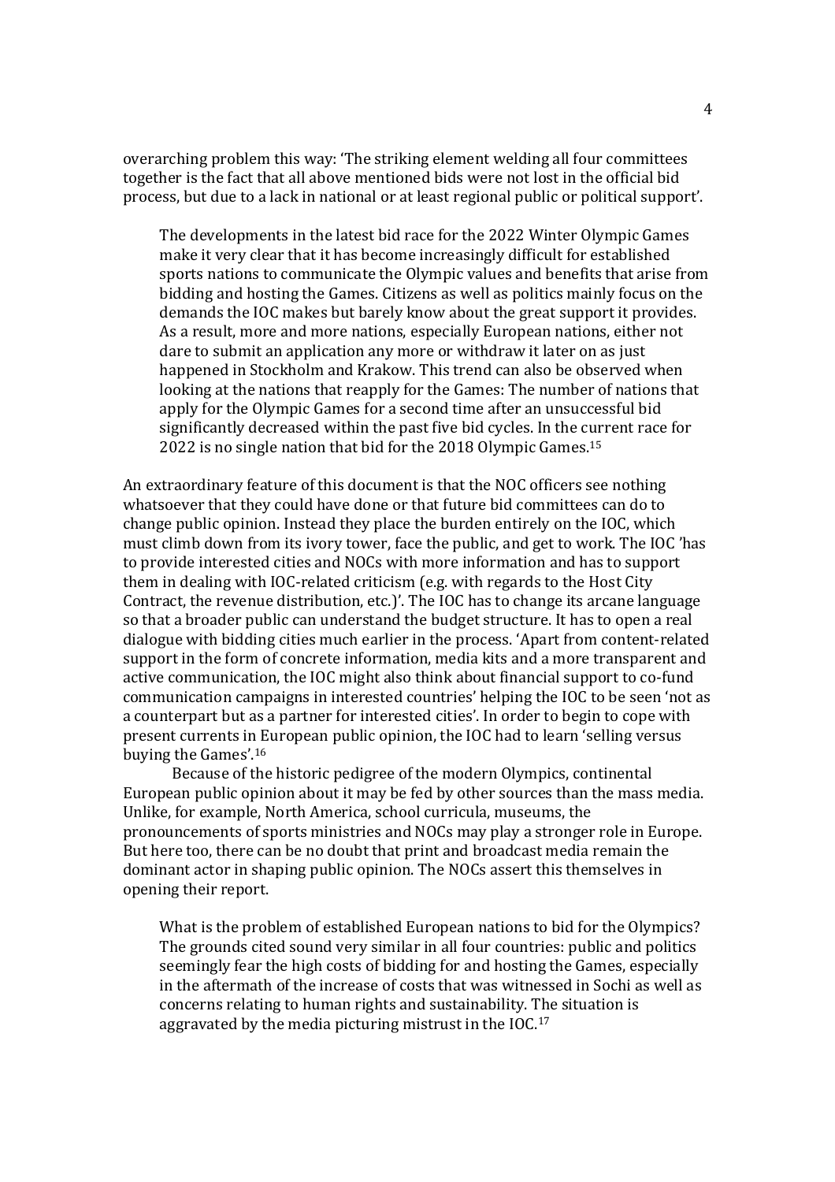overarching problem this way: 'The striking element welding all four committees together is the fact that all above mentioned bids were not lost in the official bid process, but due to a lack in national or at least regional public or political support'.

> The developments in the latest bid race for the 2022 Winter Olympic Games make it very clear that it has become increasingly difficult for established sports nations to communicate the Olympic values and benefits that arise from bidding and hosting the Games. Citizens as well as politics mainly focus on the demands the IOC makes but barely know about the great support it provides. As a result, more and more nations, especially European nations, either not dare to submit an application any more or withdraw it later on as just happened in Stockholm and Krakow. This trend can also be observed when looking at the nations that reapply for the Games: The number of nations that apply for the Olympic Games for a second time after an unsuccessful bid significantly decreased within the past five bid cycles. In the current race for 2022 is no single nation that bid for the 2018 Olympic Games.[15]

An extraordinary feature of this document is that the NOC officers see nothing whatsoever that they could have done or that future bid committees can do to change public opinion. Instead they place the burden entirely on the IOC, which must climb down from its ivory tower, face the public, and get to work. The IOC 'has to provide interested cities and NOCs with more information and has to support them in dealing with IOC-related criticism (e.g. with regards to the Host City Contract, the revenue distribution, etc.)'. The IOC has to change its arcane language so that a broader public can understand the budget structure. It has to open a real dialogue with bidding cities much earlier in the process. 'Apart from content-related support in the form of concrete information, media kits and a more transparent and active communication, the IOC might also think about financial support to co-fund communication campaigns in interested countries' helping the IOC to be seen 'not as a counterpart but as a partner for interested cities'. In order to begin to cope with present currents in European public opinion, the IOC had to learn 'selling versus buying the Games'.[16]

Because of the historic pedigree of the modern Olympics, continental European public opinion about it may be fed by other sources than the mass media. Unlike, for example, North America, school curricula, museums, the pronouncements of sports ministries and NOCs may play a stronger role in Europe. But here too, there can be no doubt that print and broadcast media remain the dominant actor in shaping public opinion. The NOCs assert this themselves in opening their report.

> What is the problem of established European nations to bid for the Olympics? The grounds cited sound very similar in all four countries: public and politics seemingly fear the high costs of bidding for and hosting the Games, especially in the aftermath of the increase of costs that was witnessed in Sochi as well as concerns relating to human rights and sustainability. The situation is aggravated by the media picturing mistrust in the IOC.[17]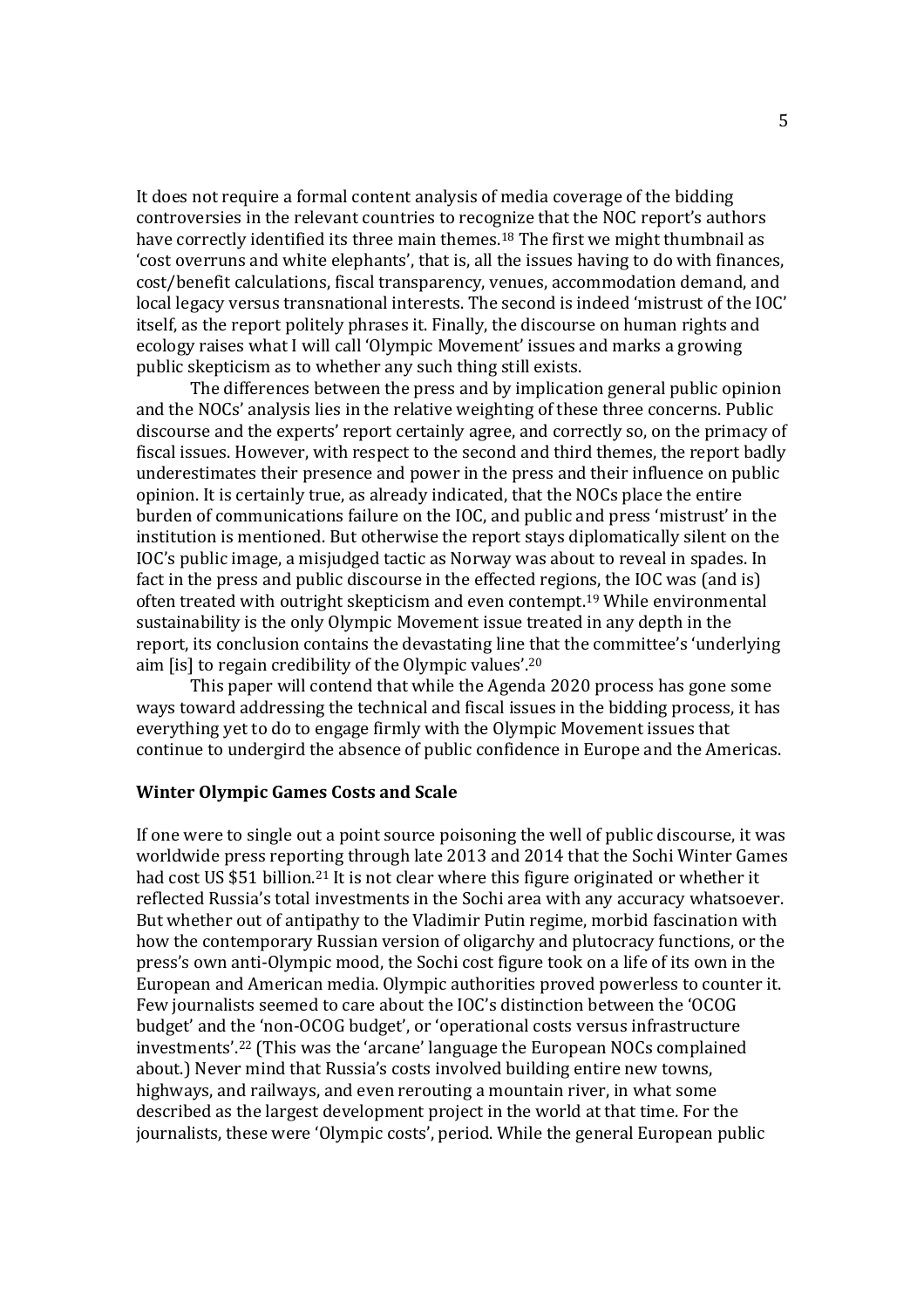It does not require a formal content analysis of media coverage of the bidding controversies in the relevant countries to recognize that the NOC report's authors have correctly identified its three main themes.[18] The first we might thumbnail as 'cost overruns and white elephants', that is, all the issues having to do with finances, cost/benefit calculations, fiscal transparency, venues, accommodation demand, and local legacy versus transnational interests. The second is indeed 'mistrust of the IOC' itself, as the report politely phrases it. Finally, the discourse on human rights and ecology raises what I will call 'Olympic Movement' issues and marks a growing public skepticism as to whether any such thing still exists.

The differences between the press and by implication general public opinion and the NOCs' analysis lies in the relative weighting of these three concerns. Public discourse and the experts' report certainly agree, and correctly so, on the primacy of fiscal issues. However, with respect to the second and third themes, the report badly underestimates their presence and power in the press and their influence on public opinion. It is certainly true, as already indicated, that the NOCs place the entire burden of communications failure on the IOC, and public and press 'mistrust' in the institution is mentioned. But otherwise the report stays diplomatically silent on the IOC's public image, a misjudged tactic as Norway was about to reveal in spades. In fact in the press and public discourse in the effected regions, the IOC was (and is) often treated with outright skepticism and even contempt.[19] While environmental sustainability is the only Olympic Movement issue treated in any depth in the report, its conclusion contains the devastating line that the committee's 'underlying aim [is] to regain credibility of the Olympic values'.[20]

This paper will contend that while the Agenda 2020 process has gone some ways toward addressing the technical and fiscal issues in the bidding process, it has everything yet to do to engage firmly with the Olympic Movement issues that continue to undergird the absence of public confidence in Europe and the Americas.

## Winter Olympic Games Costs and Scale

If one were to single out a point source poisoning the well of public discourse, it was worldwide press reporting through late 2013 and 2014 that the Sochi Winter Games had cost US $51 billion.[21] It is not clear where this figure originated or whether it reflected Russia's total investments in the Sochi area with any accuracy whatsoever. But whether out of antipathy to the Vladimir Putin regime, morbid fascination with how the contemporary Russian version of oligarchy and plutocracy functions, or the press's own anti-Olympic mood, the Sochi cost figure took on a life of its own in the European and American media. Olympic authorities proved powerless to counter it. Few journalists seemed to care about the IOC's distinction between the 'OCOG budget' and the 'non-OCOG budget', or 'operational costs versus infrastructure investments'.[22] (This was the 'arcane' language the European NOCs complained about.) Never mind that Russia's costs involved building entire new towns, highways, and railways, and even rerouting a mountain river, in what some described as the largest development project in the world at that time. For the journalists, these were 'Olympic costs', period. While the general European public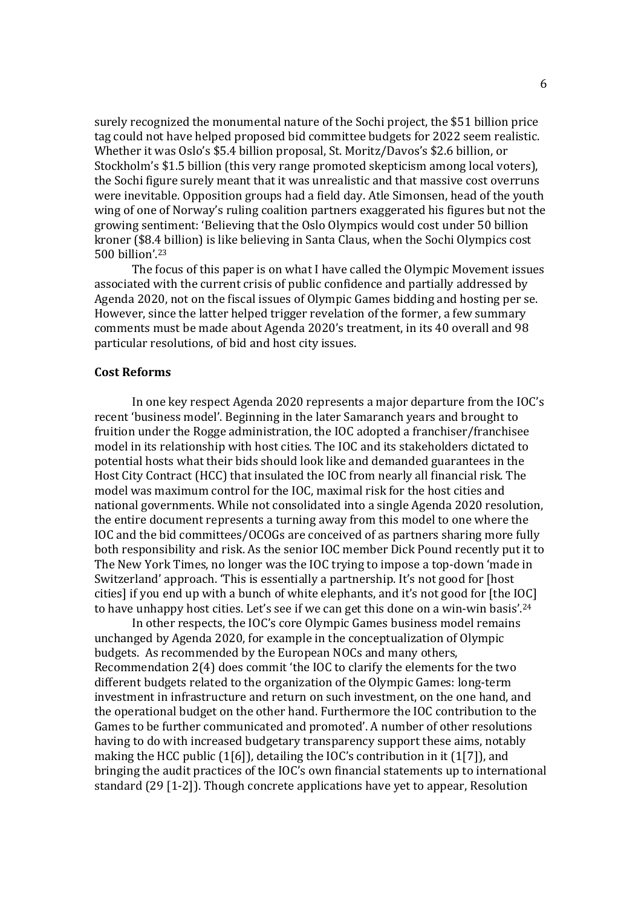surely recognized the monumental nature of the Sochi project, the $51 billion price tag could not have helped proposed bid committee budgets for 2022 seem realistic. Whether it was Oslo's $5.4 billion proposal, St. Moritz/Davos's $2.6 billion, or Stockholm's $1.5 billion (this very range promoted skepticism among local voters), the Sochi figure surely meant that it was unrealistic and that massive cost overruns were inevitable. Opposition groups had a field day. Atle Simonsen, head of the youth wing of one of Norway's ruling coalition partners exaggerated his figures but not the growing sentiment: 'Believing that the Oslo Olympics would cost under 50 billion kroner ($8.4 billion) is like believing in Santa Claus, when the Sochi Olympics cost 500 billion'.[23]

The focus of this paper is on what I have called the Olympic Movement issues associated with the current crisis of public confidence and partially addressed by Agenda 2020, not on the fiscal issues of Olympic Games bidding and hosting per se. However, since the latter helped trigger revelation of the former, a few summary comments must be made about Agenda 2020's treatment, in its 40 overall and 98 particular resolutions, of bid and host city issues.

## Cost Reforms

In one key respect Agenda 2020 represents a major departure from the IOC's recent 'business model'. Beginning in the later Samaranch years and brought to fruition under the Rogge administration, the IOC adopted a franchiser/franchisee model in its relationship with host cities. The IOC and its stakeholders dictated to potential hosts what their bids should look like and demanded guarantees in the Host City Contract (HCC) that insulated the IOC from nearly all financial risk. The model was maximum control for the IOC, maximal risk for the host cities and national governments. While not consolidated into a single Agenda 2020 resolution, the entire document represents a turning away from this model to one where the IOC and the bid committees/OCOGs are conceived of as partners sharing more fully both responsibility and risk. As the senior IOC member Dick Pound recently put it to The New York Times, no longer was the IOC trying to impose a top-down 'made in Switzerland' approach. 'This is essentially a partnership. It's not good for [host cities] if you end up with a bunch of white elephants, and it's not good for [the IOC] to have unhappy host cities. Let's see if we can get this done on a win-win basis'.[24]

In other respects, the IOC's core Olympic Games business model remains unchanged by Agenda 2020, for example in the conceptualization of Olympic budgets. As recommended by the European NOCs and many others, Recommendation 2(4) does commit 'the IOC to clarify the elements for the two different budgets related to the organization of the Olympic Games: long-term investment in infrastructure and return on such investment, on the one hand, and the operational budget on the other hand. Furthermore the IOC contribution to the Games to be further communicated and promoted'. A number of other resolutions having to do with increased budgetary transparency support these aims, notably making the HCC public (1[6]), detailing the IOC's contribution in it (1[7]), and bringing the audit practices of the IOC's own financial statements up to international standard (29 [1-2]). Though concrete applications have yet to appear, Resolution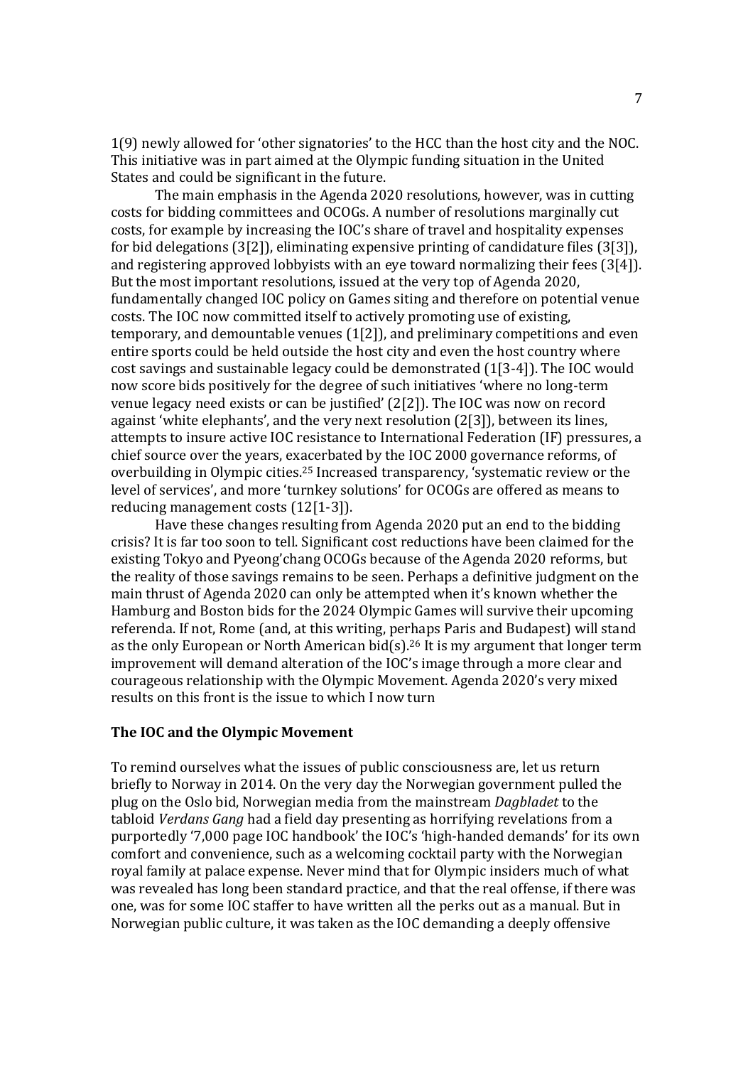1(9) newly allowed for 'other signatories' to the HCC than the host city and the NOC. This initiative was in part aimed at the Olympic funding situation in the United States and could be significant in the future.

The main emphasis in the Agenda 2020 resolutions, however, was in cutting costs for bidding committees and OCOGs. A number of resolutions marginally cut costs, for example by increasing the IOC's share of travel and hospitality expenses for bid delegations (3[2]), eliminating expensive printing of candidature files (3[3]), and registering approved lobbyists with an eye toward normalizing their fees (3[4]). But the most important resolutions, issued at the very top of Agenda 2020, fundamentally changed IOC policy on Games siting and therefore on potential venue costs. The IOC now committed itself to actively promoting use of existing, temporary, and demountable venues (1[2]), and preliminary competitions and even entire sports could be held outside the host city and even the host country where cost savings and sustainable legacy could be demonstrated (1[3-4]). The IOC would now score bids positively for the degree of such initiatives 'where no long-term venue legacy need exists or can be justified' (2[2]). The IOC was now on record against 'white elephants', and the very next resolution (2[3]), between its lines, attempts to insure active IOC resistance to International Federation (IF) pressures, a chief source over the years, exacerbated by the IOC 2000 governance reforms, of overbuilding in Olympic cities.[25] Increased transparency, 'systematic review or the level of services', and more 'turnkey solutions' for OCOGs are offered as means to reducing management costs (12[1-3]).

Have these changes resulting from Agenda 2020 put an end to the bidding crisis? It is far too soon to tell. Significant cost reductions have been claimed for the existing Tokyo and Pyeong'chang OCOGs because of the Agenda 2020 reforms, but the reality of those savings remains to be seen. Perhaps a definitive judgment on the main thrust of Agenda 2020 can only be attempted when it's known whether the Hamburg and Boston bids for the 2024 Olympic Games will survive their upcoming referenda. If not, Rome (and, at this writing, perhaps Paris and Budapest) will stand as the only European or North American bid(s).[26] It is my argument that longer term improvement will demand alteration of the IOC's image through a more clear and courageous relationship with the Olympic Movement. Agenda 2020's very mixed results on this front is the issue to which I now turn

**The IOC and the Olympic Movement**

To remind ourselves what the issues of public consciousness are, let us return briefly to Norway in 2014. On the very day the Norwegian government pulled the plug on the Oslo bid, Norwegian media from the mainstream *Dagbladet* to the tabloid *Verdans Gang* had a field day presenting as horrifying revelations from a purportedly '7,000 page IOC handbook' the IOC's 'high-handed demands' for its own comfort and convenience, such as a welcoming cocktail party with the Norwegian royal family at palace expense. Never mind that for Olympic insiders much of what was revealed has long been standard practice, and that the real offense, if there was one, was for some IOC staffer to have written all the perks out as a manual. But in Norwegian public culture, it was taken as the IOC demanding a deeply offensive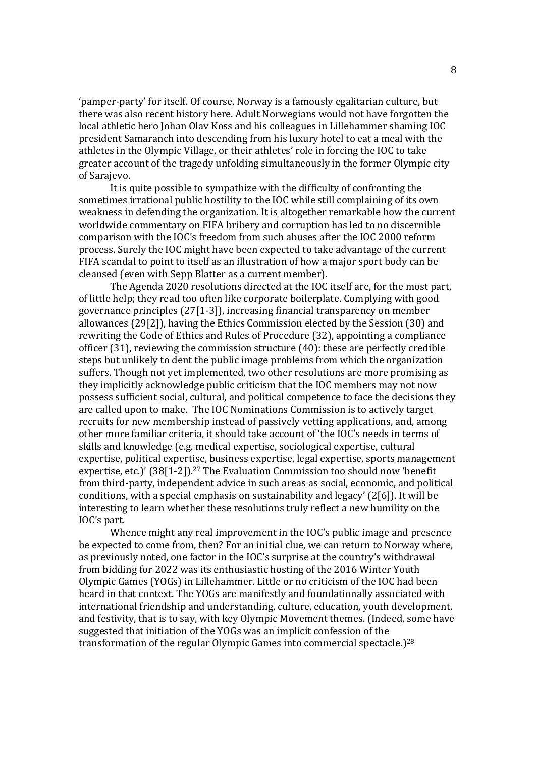'pamper-party' for itself. Of course, Norway is a famously egalitarian culture, but there was also recent history here. Adult Norwegians would not have forgotten the local athletic hero Johan Olav Koss and his colleagues in Lillehammer shaming IOC president Samaranch into descending from his luxury hotel to eat a meal with the athletes in the Olympic Village, or their athletes' role in forcing the IOC to take greater account of the tragedy unfolding simultaneously in the former Olympic city of Sarajevo.

It is quite possible to sympathize with the difficulty of confronting the sometimes irrational public hostility to the IOC while still complaining of its own weakness in defending the organization. It is altogether remarkable how the current worldwide commentary on FIFA bribery and corruption has led to no discernible comparison with the IOC's freedom from such abuses after the IOC 2000 reform process. Surely the IOC might have been expected to take advantage of the current FIFA scandal to point to itself as an illustration of how a major sport body can be cleansed (even with Sepp Blatter as a current member).

The Agenda 2020 resolutions directed at the IOC itself are, for the most part, of little help; they read too often like corporate boilerplate. Complying with good governance principles (27[1-3]), increasing financial transparency on member allowances (29[2]), having the Ethics Commission elected by the Session (30) and rewriting the Code of Ethics and Rules of Procedure (32), appointing a compliance officer (31), reviewing the commission structure (40): these are perfectly credible steps but unlikely to dent the public image problems from which the organization suffers. Though not yet implemented, two other resolutions are more promising as they implicitly acknowledge public criticism that the IOC members may not now possess sufficient social, cultural, and political competence to face the decisions they are called upon to make. The IOC Nominations Commission is to actively target recruits for new membership instead of passively vetting applications, and, among other more familiar criteria, it should take account of 'the IOC's needs in terms of skills and knowledge (e.g. medical expertise, sociological expertise, cultural expertise, political expertise, business expertise, legal expertise, sports management expertise, etc.)' (38[1-2]).[27] The Evaluation Commission too should now 'benefit from third-party, independent advice in such areas as social, economic, and political conditions, with a special emphasis on sustainability and legacy' (2[6]). It will be interesting to learn whether these resolutions truly reflect a new humility on the IOC's part.

Whence might any real improvement in the IOC's public image and presence be expected to come from, then? For an initial clue, we can return to Norway where, as previously noted, one factor in the IOC's surprise at the country's withdrawal from bidding for 2022 was its enthusiastic hosting of the 2016 Winter Youth Olympic Games (YOGs) in Lillehammer. Little or no criticism of the IOC had been heard in that context. The YOGs are manifestly and foundationally associated with international friendship and understanding, culture, education, youth development, and festivity, that is to say, with key Olympic Movement themes. (Indeed, some have suggested that initiation of the YOGs was an implicit confession of the transformation of the regular Olympic Games into commercial spectacle.)[28]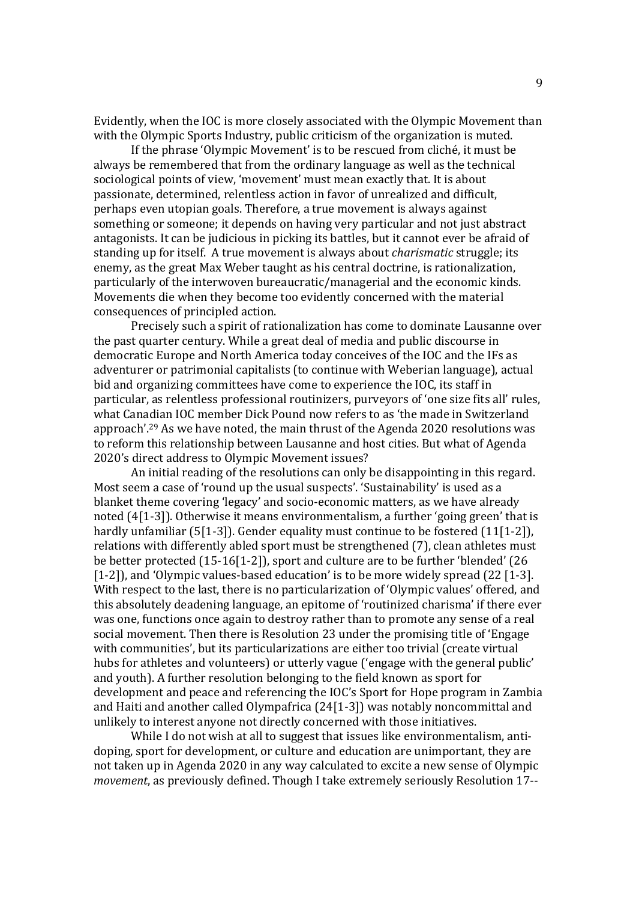Evidently, when the IOC is more closely associated with the Olympic Movement than with the Olympic Sports Industry, public criticism of the organization is muted.

If the phrase 'Olympic Movement' is to be rescued from cliché, it must be always be remembered that from the ordinary language as well as the technical sociological points of view, 'movement' must mean exactly that. It is about passionate, determined, relentless action in favor of unrealized and difficult, perhaps even utopian goals. Therefore, a true movement is always against something or someone; it depends on having very particular and not just abstract antagonists. It can be judicious in picking its battles, but it cannot ever be afraid of standing up for itself. A true movement is always about *charismatic* struggle; its enemy, as the great Max Weber taught as his central doctrine, is rationalization, particularly of the interwoven bureaucratic/managerial and the economic kinds. Movements die when they become too evidently concerned with the material consequences of principled action.

Precisely such a spirit of rationalization has come to dominate Lausanne over the past quarter century. While a great deal of media and public discourse in democratic Europe and North America today conceives of the IOC and the IFs as adventurer or patrimonial capitalists (to continue with Weberian language), actual bid and organizing committees have come to experience the IOC, its staff in particular, as relentless professional routinizers, purveyors of 'one size fits all' rules, what Canadian IOC member Dick Pound now refers to as 'the made in Switzerland approach'.[29] As we have noted, the main thrust of the Agenda 2020 resolutions was to reform this relationship between Lausanne and host cities. But what of Agenda 2020's direct address to Olympic Movement issues?

An initial reading of the resolutions can only be disappointing in this regard. Most seem a case of 'round up the usual suspects'. 'Sustainability' is used as a blanket theme covering 'legacy' and socio-economic matters, as we have already noted (4[1-3]). Otherwise it means environmentalism, a further 'going green' that is hardly unfamiliar (5[1-3]). Gender equality must continue to be fostered (11[1-2]), relations with differently abled sport must be strengthened (7), clean athletes must be better protected (15-16[1-2]), sport and culture are to be further 'blended' (26 [1-2]), and 'Olympic values-based education' is to be more widely spread (22 [1-3]. With respect to the last, there is no particularization of 'Olympic values' offered, and this absolutely deadening language, an epitome of 'routinized charisma' if there ever was one, functions once again to destroy rather than to promote any sense of a real social movement. Then there is Resolution 23 under the promising title of 'Engage with communities', but its particularizations are either too trivial (create virtual hubs for athletes and volunteers) or utterly vague ('engage with the general public' and youth). A further resolution belonging to the field known as sport for development and peace and referencing the IOC's Sport for Hope program in Zambia and Haiti and another called Olympafrica (24[1-3]) was notably noncommittal and unlikely to interest anyone not directly concerned with those initiatives.

While I do not wish at all to suggest that issues like environmentalism, anti-doping, sport for development, or culture and education are unimportant, they are not taken up in Agenda 2020 in any way calculated to excite a new sense of Olympic *movement*, as previously defined. Though I take extremely seriously Resolution 17--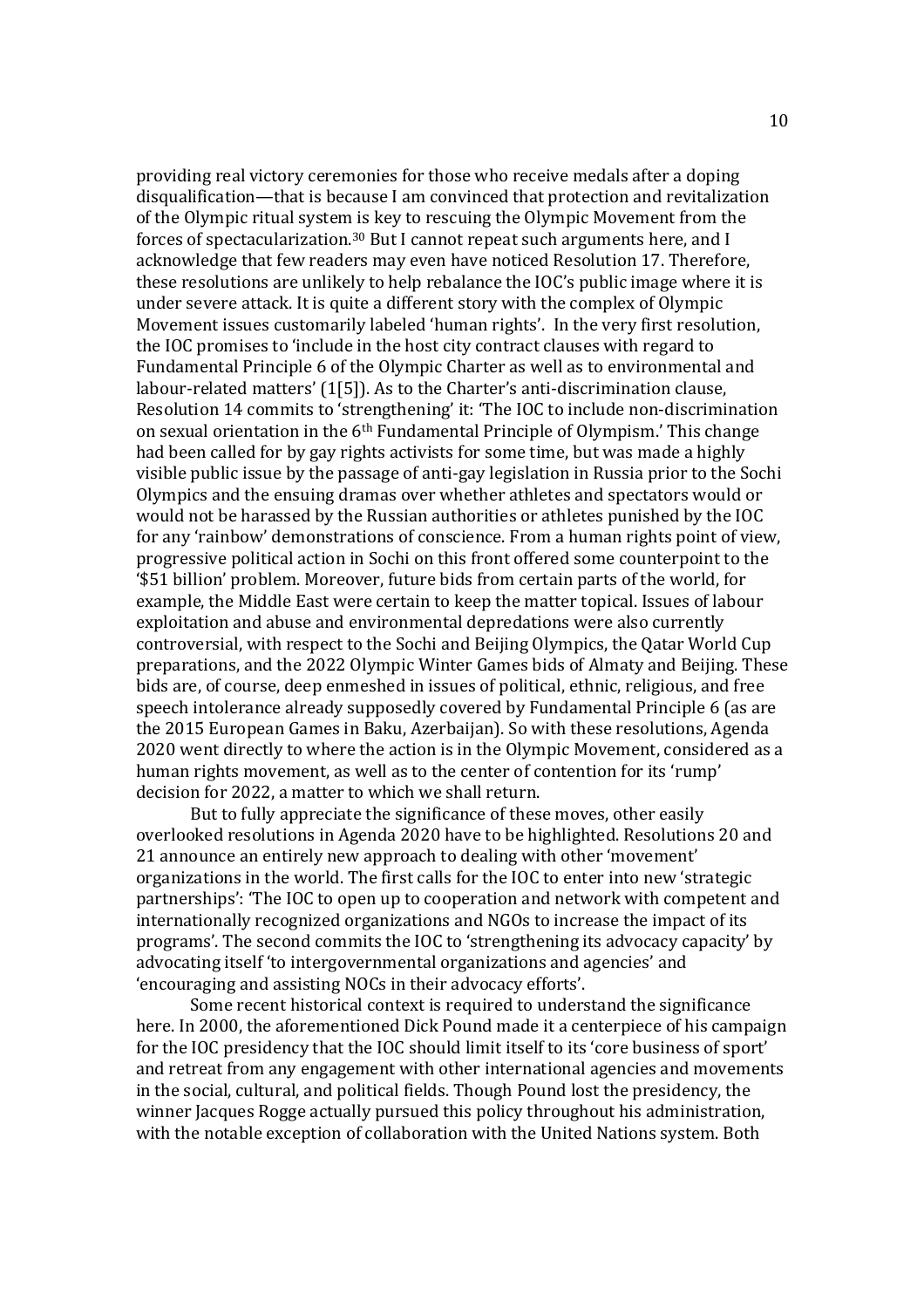providing real victory ceremonies for those who receive medals after a doping disqualification—that is because I am convinced that protection and revitalization of the Olympic ritual system is key to rescuing the Olympic Movement from the forces of spectacularization.[30] But I cannot repeat such arguments here, and I acknowledge that few readers may even have noticed Resolution 17. Therefore, these resolutions are unlikely to help rebalance the IOC's public image where it is under severe attack. It is quite a different story with the complex of Olympic Movement issues customarily labeled 'human rights'. In the very first resolution, the IOC promises to 'include in the host city contract clauses with regard to Fundamental Principle 6 of the Olympic Charter as well as to environmental and labour-related matters' (1[5]). As to the Charter's anti-discrimination clause, Resolution 14 commits to 'strengthening' it: 'The IOC to include non-discrimination on sexual orientation in the 6th Fundamental Principle of Olympism.' This change had been called for by gay rights activists for some time, but was made a highly visible public issue by the passage of anti-gay legislation in Russia prior to the Sochi Olympics and the ensuing dramas over whether athletes and spectators would or would not be harassed by the Russian authorities or athletes punished by the IOC for any 'rainbow' demonstrations of conscience. From a human rights point of view, progressive political action in Sochi on this front offered some counterpoint to the '$51 billion' problem. Moreover, future bids from certain parts of the world, for example, the Middle East were certain to keep the matter topical. Issues of labour exploitation and abuse and environmental depredations were also currently controversial, with respect to the Sochi and Beijing Olympics, the Qatar World Cup preparations, and the 2022 Olympic Winter Games bids of Almaty and Beijing. These bids are, of course, deep enmeshed in issues of political, ethnic, religious, and free speech intolerance already supposedly covered by Fundamental Principle 6 (as are the 2015 European Games in Baku, Azerbaijan). So with these resolutions, Agenda 2020 went directly to where the action is in the Olympic Movement, considered as a human rights movement, as well as to the center of contention for its 'rump' decision for 2022, a matter to which we shall return.

But to fully appreciate the significance of these moves, other easily overlooked resolutions in Agenda 2020 have to be highlighted. Resolutions 20 and 21 announce an entirely new approach to dealing with other 'movement' organizations in the world. The first calls for the IOC to enter into new 'strategic partnerships': 'The IOC to open up to cooperation and network with competent and internationally recognized organizations and NGOs to increase the impact of its programs'. The second commits the IOC to 'strengthening its advocacy capacity' by advocating itself 'to intergovernmental organizations and agencies' and 'encouraging and assisting NOCs in their advocacy efforts'.

Some recent historical context is required to understand the significance here. In 2000, the aforementioned Dick Pound made it a centerpiece of his campaign for the IOC presidency that the IOC should limit itself to its 'core business of sport' and retreat from any engagement with other international agencies and movements in the social, cultural, and political fields. Though Pound lost the presidency, the winner Jacques Rogge actually pursued this policy throughout his administration, with the notable exception of collaboration with the United Nations system. Both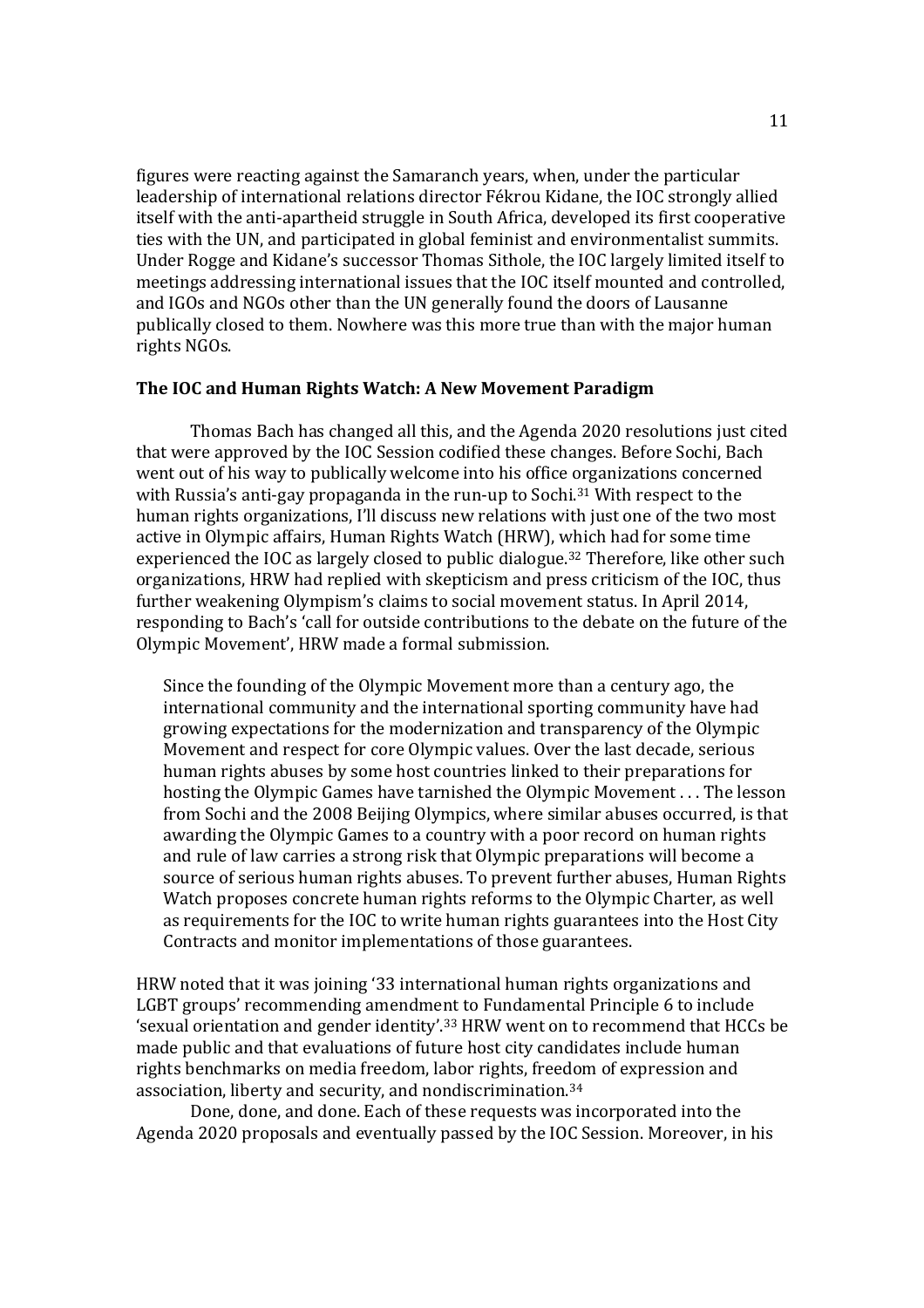figures were reacting against the Samaranch years, when, under the particular leadership of international relations director Fékrou Kidane, the IOC strongly allied itself with the anti-apartheid struggle in South Africa, developed its first cooperative ties with the UN, and participated in global feminist and environmentalist summits. Under Rogge and Kidane's successor Thomas Sithole, the IOC largely limited itself to meetings addressing international issues that the IOC itself mounted and controlled, and IGOs and NGOs other than the UN generally found the doors of Lausanne publically closed to them. Nowhere was this more true than with the major human rights NGOs.

**The IOC and Human Rights Watch: A New Movement Paradigm**

Thomas Bach has changed all this, and the Agenda 2020 resolutions just cited that were approved by the IOC Session codified these changes. Before Sochi, Bach went out of his way to publically welcome into his office organizations concerned with Russia's anti-gay propaganda in the run-up to Sochi.[31] With respect to the human rights organizations, I'll discuss new relations with just one of the two most active in Olympic affairs, Human Rights Watch (HRW), which had for some time experienced the IOC as largely closed to public dialogue.[32] Therefore, like other such organizations, HRW had replied with skepticism and press criticism of the IOC, thus further weakening Olympism's claims to social movement status. In April 2014, responding to Bach's 'call for outside contributions to the debate on the future of the Olympic Movement', HRW made a formal submission.

> Since the founding of the Olympic Movement more than a century ago, the international community and the international sporting community have had growing expectations for the modernization and transparency of the Olympic Movement and respect for core Olympic values. Over the last decade, serious human rights abuses by some host countries linked to their preparations for hosting the Olympic Games have tarnished the Olympic Movement . . . The lesson from Sochi and the 2008 Beijing Olympics, where similar abuses occurred, is that awarding the Olympic Games to a country with a poor record on human rights and rule of law carries a strong risk that Olympic preparations will become a source of serious human rights abuses. To prevent further abuses, Human Rights Watch proposes concrete human rights reforms to the Olympic Charter, as well as requirements for the IOC to write human rights guarantees into the Host City Contracts and monitor implementations of those guarantees.

HRW noted that it was joining '33 international human rights organizations and LGBT groups' recommending amendment to Fundamental Principle 6 to include 'sexual orientation and gender identity'.[33] HRW went on to recommend that HCCs be made public and that evaluations of future host city candidates include human rights benchmarks on media freedom, labor rights, freedom of expression and association, liberty and security, and nondiscrimination.[34]

Done, done, and done. Each of these requests was incorporated into the Agenda 2020 proposals and eventually passed by the IOC Session. Moreover, in his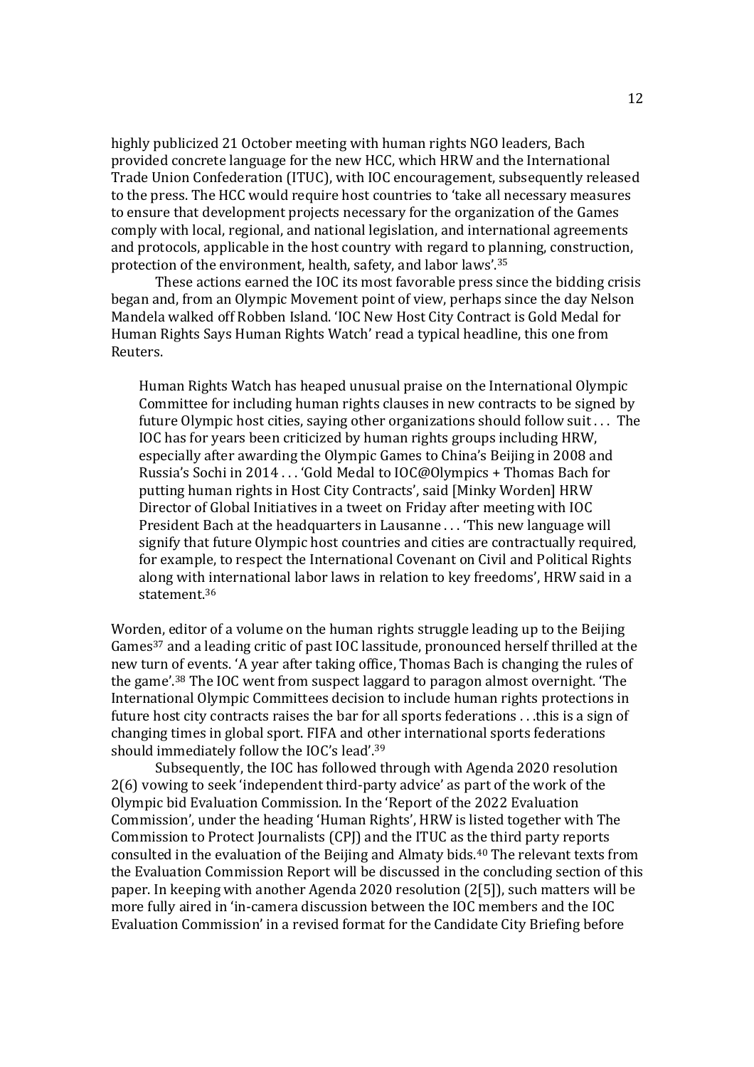highly publicized 21 October meeting with human rights NGO leaders, Bach provided concrete language for the new HCC, which HRW and the International Trade Union Confederation (ITUC), with IOC encouragement, subsequently released to the press. The HCC would require host countries to 'take all necessary measures to ensure that development projects necessary for the organization of the Games comply with local, regional, and national legislation, and international agreements and protocols, applicable in the host country with regard to planning, construction, protection of the environment, health, safety, and labor laws'.[35]

These actions earned the IOC its most favorable press since the bidding crisis began and, from an Olympic Movement point of view, perhaps since the day Nelson Mandela walked off Robben Island. 'IOC New Host City Contract is Gold Medal for Human Rights Says Human Rights Watch' read a typical headline, this one from Reuters.

> Human Rights Watch has heaped unusual praise on the International Olympic Committee for including human rights clauses in new contracts to be signed by future Olympic host cities, saying other organizations should follow suit . . . The IOC has for years been criticized by human rights groups including HRW, especially after awarding the Olympic Games to China's Beijing in 2008 and Russia's Sochi in 2014 . . . 'Gold Medal to IOC@Olympics + Thomas Bach for putting human rights in Host City Contracts', said [Minky Worden] HRW Director of Global Initiatives in a tweet on Friday after meeting with IOC President Bach at the headquarters in Lausanne . . . 'This new language will signify that future Olympic host countries and cities are contractually required, for example, to respect the International Covenant on Civil and Political Rights along with international labor laws in relation to key freedoms', HRW said in a statement.[36]

Worden, editor of a volume on the human rights struggle leading up to the Beijing Games[37] and a leading critic of past IOC lassitude, pronounced herself thrilled at the new turn of events. 'A year after taking office, Thomas Bach is changing the rules of the game'.[38] The IOC went from suspect laggard to paragon almost overnight. 'The International Olympic Committees decision to include human rights protections in future host city contracts raises the bar for all sports federations . . .this is a sign of changing times in global sport. FIFA and other international sports federations should immediately follow the IOC's lead'.[39]

Subsequently, the IOC has followed through with Agenda 2020 resolution 2(6) vowing to seek 'independent third-party advice' as part of the work of the Olympic bid Evaluation Commission. In the 'Report of the 2022 Evaluation Commission', under the heading 'Human Rights', HRW is listed together with The Commission to Protect Journalists (CPJ) and the ITUC as the third party reports consulted in the evaluation of the Beijing and Almaty bids.[40] The relevant texts from the Evaluation Commission Report will be discussed in the concluding section of this paper. In keeping with another Agenda 2020 resolution (2[5]), such matters will be more fully aired in 'in-camera discussion between the IOC members and the IOC Evaluation Commission' in a revised format for the Candidate City Briefing before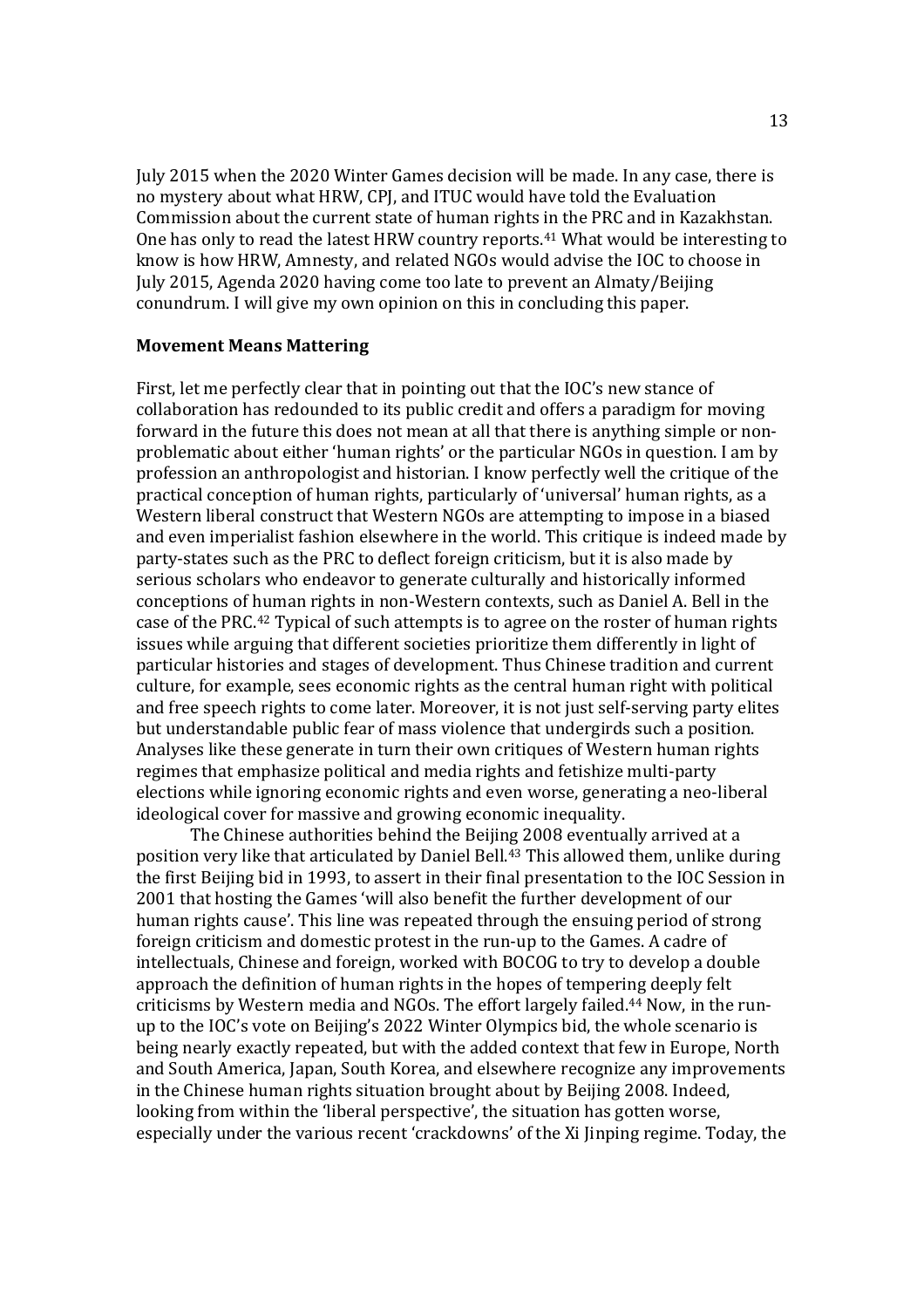July 2015 when the 2020 Winter Games decision will be made. In any case, there is no mystery about what HRW, CPJ, and ITUC would have told the Evaluation Commission about the current state of human rights in the PRC and in Kazakhstan. One has only to read the latest HRW country reports.[41] What would be interesting to know is how HRW, Amnesty, and related NGOs would advise the IOC to choose in July 2015, Agenda 2020 having come too late to prevent an Almaty/Beijing conundrum. I will give my own opinion on this in concluding this paper.

**Movement Means Mattering**

First, let me perfectly clear that in pointing out that the IOC's new stance of collaboration has redounded to its public credit and offers a paradigm for moving forward in the future this does not mean at all that there is anything simple or non-problematic about either 'human rights' or the particular NGOs in question. I am by profession an anthropologist and historian. I know perfectly well the critique of the practical conception of human rights, particularly of 'universal' human rights, as a Western liberal construct that Western NGOs are attempting to impose in a biased and even imperialist fashion elsewhere in the world. This critique is indeed made by party-states such as the PRC to deflect foreign criticism, but it is also made by serious scholars who endeavor to generate culturally and historically informed conceptions of human rights in non-Western contexts, such as Daniel A. Bell in the case of the PRC.[42] Typical of such attempts is to agree on the roster of human rights issues while arguing that different societies prioritize them differently in light of particular histories and stages of development. Thus Chinese tradition and current culture, for example, sees economic rights as the central human right with political and free speech rights to come later. Moreover, it is not just self-serving party elites but understandable public fear of mass violence that undergirds such a position. Analyses like these generate in turn their own critiques of Western human rights regimes that emphasize political and media rights and fetishize multi-party elections while ignoring economic rights and even worse, generating a neo-liberal ideological cover for massive and growing economic inequality.

The Chinese authorities behind the Beijing 2008 eventually arrived at a position very like that articulated by Daniel Bell.[43] This allowed them, unlike during the first Beijing bid in 1993, to assert in their final presentation to the IOC Session in 2001 that hosting the Games 'will also benefit the further development of our human rights cause'. This line was repeated through the ensuing period of strong foreign criticism and domestic protest in the run-up to the Games. A cadre of intellectuals, Chinese and foreign, worked with BOCOG to try to develop a double approach the definition of human rights in the hopes of tempering deeply felt criticisms by Western media and NGOs. The effort largely failed.[44] Now, in the run-up to the IOC's vote on Beijing's 2022 Winter Olympics bid, the whole scenario is being nearly exactly repeated, but with the added context that few in Europe, North and South America, Japan, South Korea, and elsewhere recognize any improvements in the Chinese human rights situation brought about by Beijing 2008. Indeed, looking from within the 'liberal perspective', the situation has gotten worse, especially under the various recent 'crackdowns' of the Xi Jinping regime. Today, the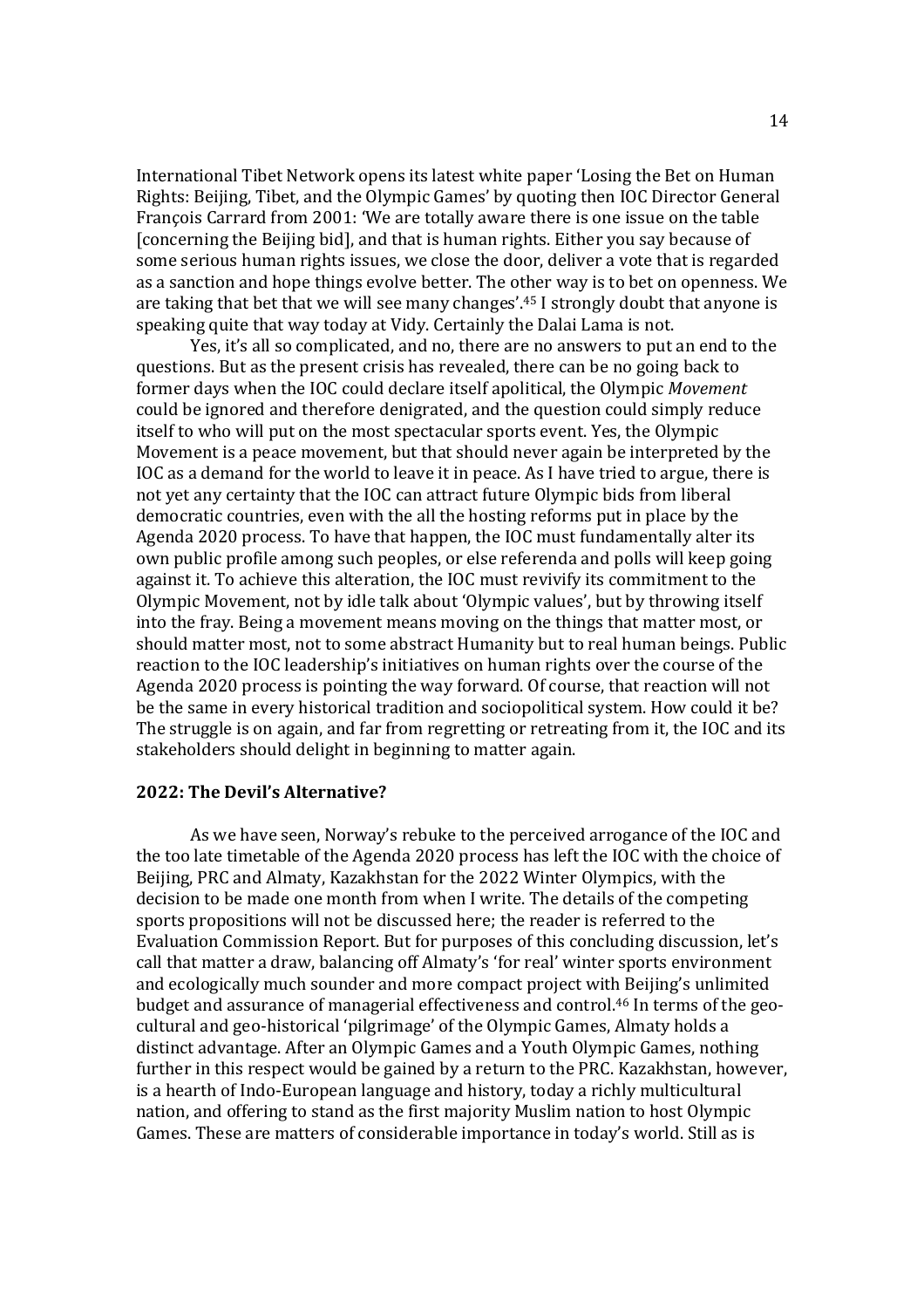International Tibet Network opens its latest white paper 'Losing the Bet on Human Rights: Beijing, Tibet, and the Olympic Games' by quoting then IOC Director General François Carrard from 2001: 'We are totally aware there is one issue on the table [concerning the Beijing bid], and that is human rights. Either you say because of some serious human rights issues, we close the door, deliver a vote that is regarded as a sanction and hope things evolve better. The other way is to bet on openness. We are taking that bet that we will see many changes'.[45] I strongly doubt that anyone is speaking quite that way today at Vidy. Certainly the Dalai Lama is not.

Yes, it's all so complicated, and no, there are no answers to put an end to the questions. But as the present crisis has revealed, there can be no going back to former days when the IOC could declare itself apolitical, the Olympic *Movement* could be ignored and therefore denigrated, and the question could simply reduce itself to who will put on the most spectacular sports event. Yes, the Olympic Movement is a peace movement, but that should never again be interpreted by the IOC as a demand for the world to leave it in peace. As I have tried to argue, there is not yet any certainty that the IOC can attract future Olympic bids from liberal democratic countries, even with the all the hosting reforms put in place by the Agenda 2020 process. To have that happen, the IOC must fundamentally alter its own public profile among such peoples, or else referenda and polls will keep going against it. To achieve this alteration, the IOC must revivify its commitment to the Olympic Movement, not by idle talk about 'Olympic values', but by throwing itself into the fray. Being a movement means moving on the things that matter most, or should matter most, not to some abstract Humanity but to real human beings. Public reaction to the IOC leadership's initiatives on human rights over the course of the Agenda 2020 process is pointing the way forward. Of course, that reaction will not be the same in every historical tradition and sociopolitical system. How could it be? The struggle is on again, and far from regretting or retreating from it, the IOC and its stakeholders should delight in beginning to matter again.

## 2022: The Devil's Alternative?

As we have seen, Norway's rebuke to the perceived arrogance of the IOC and the too late timetable of the Agenda 2020 process has left the IOC with the choice of Beijing, PRC and Almaty, Kazakhstan for the 2022 Winter Olympics, with the decision to be made one month from when I write. The details of the competing sports propositions will not be discussed here; the reader is referred to the Evaluation Commission Report. But for purposes of this concluding discussion, let's call that matter a draw, balancing off Almaty's 'for real' winter sports environment and ecologically much sounder and more compact project with Beijing's unlimited budget and assurance of managerial effectiveness and control.[46] In terms of the geo-cultural and geo-historical 'pilgrimage' of the Olympic Games, Almaty holds a distinct advantage. After an Olympic Games and a Youth Olympic Games, nothing further in this respect would be gained by a return to the PRC. Kazakhstan, however, is a hearth of Indo-European language and history, today a richly multicultural nation, and offering to stand as the first majority Muslim nation to host Olympic Games. These are matters of considerable importance in today's world. Still as is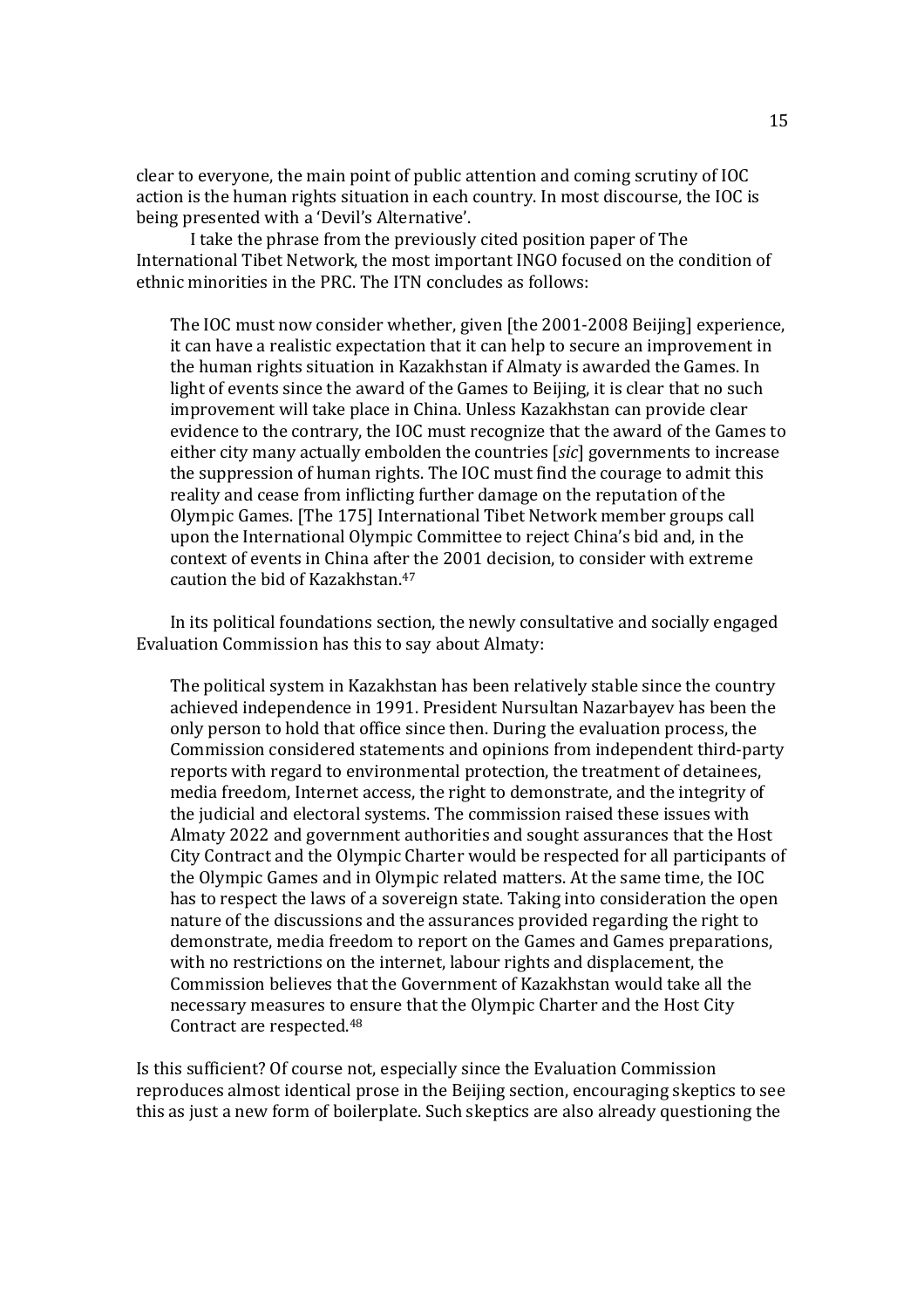clear to everyone, the main point of public attention and coming scrutiny of IOC action is the human rights situation in each country. In most discourse, the IOC is being presented with a 'Devil's Alternative'.

I take the phrase from the previously cited position paper of The International Tibet Network, the most important INGO focused on the condition of ethnic minorities in the PRC. The ITN concludes as follows:

> The IOC must now consider whether, given [the 2001-2008 Beijing] experience, it can have a realistic expectation that it can help to secure an improvement in the human rights situation in Kazakhstan if Almaty is awarded the Games. In light of events since the award of the Games to Beijing, it is clear that no such improvement will take place in China. Unless Kazakhstan can provide clear evidence to the contrary, the IOC must recognize that the award of the Games to either city many actually embolden the countries [*sic*] governments to increase the suppression of human rights. The IOC must find the courage to admit this reality and cease from inflicting further damage on the reputation of the Olympic Games. [The 175] International Tibet Network member groups call upon the International Olympic Committee to reject China's bid and, in the context of events in China after the 2001 decision, to consider with extreme caution the bid of Kazakhstan.[47]

In its political foundations section, the newly consultative and socially engaged Evaluation Commission has this to say about Almaty:

> The political system in Kazakhstan has been relatively stable since the country achieved independence in 1991. President Nursultan Nazarbayev has been the only person to hold that office since then. During the evaluation process, the Commission considered statements and opinions from independent third-party reports with regard to environmental protection, the treatment of detainees, media freedom, Internet access, the right to demonstrate, and the integrity of the judicial and electoral systems. The commission raised these issues with Almaty 2022 and government authorities and sought assurances that the Host City Contract and the Olympic Charter would be respected for all participants of the Olympic Games and in Olympic related matters. At the same time, the IOC has to respect the laws of a sovereign state. Taking into consideration the open nature of the discussions and the assurances provided regarding the right to demonstrate, media freedom to report on the Games and Games preparations, with no restrictions on the internet, labour rights and displacement, the Commission believes that the Government of Kazakhstan would take all the necessary measures to ensure that the Olympic Charter and the Host City Contract are respected.[48]

Is this sufficient? Of course not, especially since the Evaluation Commission reproduces almost identical prose in the Beijing section, encouraging skeptics to see this as just a new form of boilerplate. Such skeptics are also already questioning the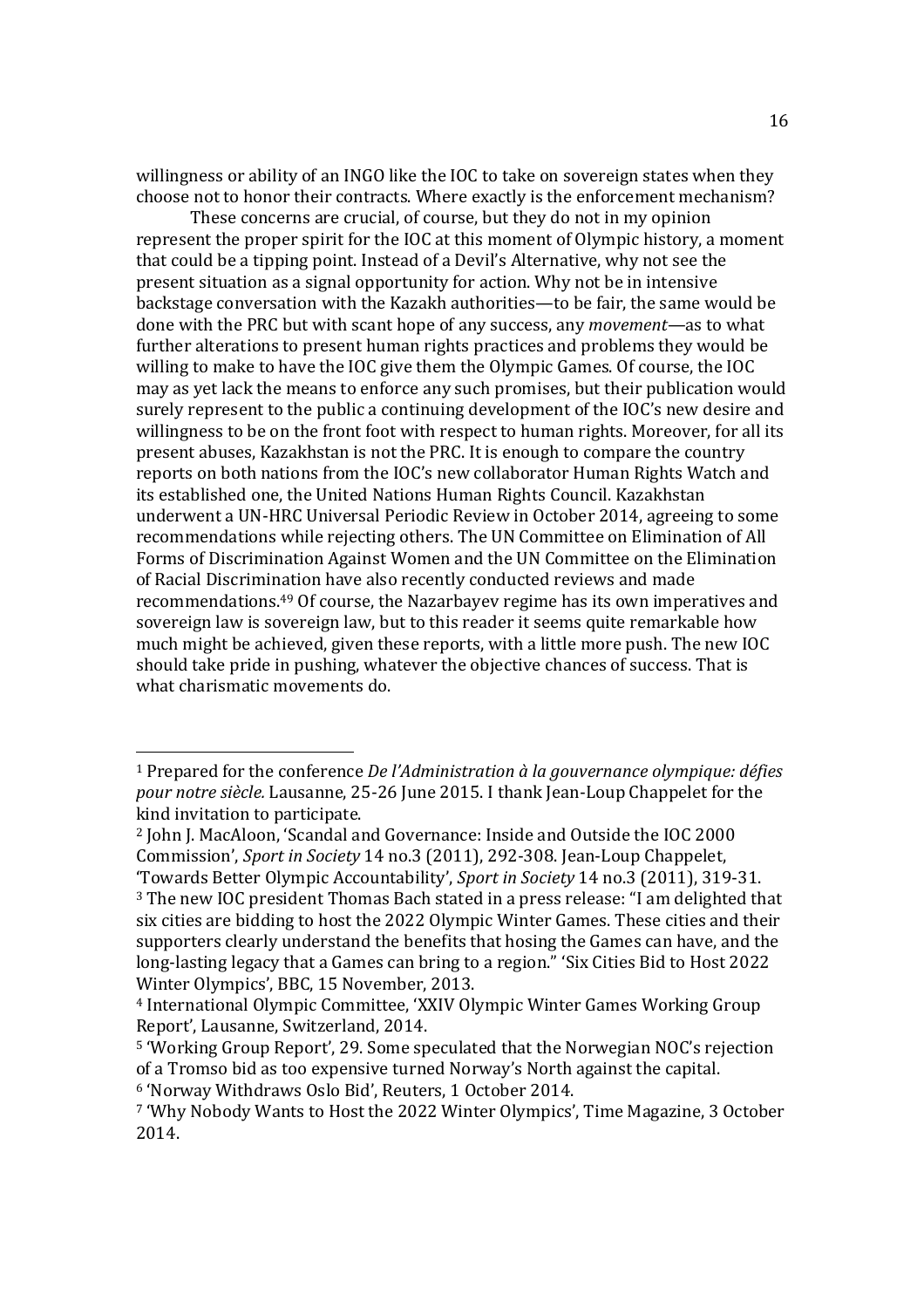willingness or ability of an INGO like the IOC to take on sovereign states when they choose not to honor their contracts. Where exactly is the enforcement mechanism?

These concerns are crucial, of course, but they do not in my opinion represent the proper spirit for the IOC at this moment of Olympic history, a moment that could be a tipping point. Instead of a Devil's Alternative, why not see the present situation as a signal opportunity for action. Why not be in intensive backstage conversation with the Kazakh authorities—to be fair, the same would be done with the PRC but with scant hope of any success, any *movement*—as to what further alterations to present human rights practices and problems they would be willing to make to have the IOC give them the Olympic Games. Of course, the IOC may as yet lack the means to enforce any such promises, but their publication would surely represent to the public a continuing development of the IOC's new desire and willingness to be on the front foot with respect to human rights. Moreover, for all its present abuses, Kazakhstan is not the PRC. It is enough to compare the country reports on both nations from the IOC's new collaborator Human Rights Watch and its established one, the United Nations Human Rights Council. Kazakhstan underwent a UN-HRC Universal Periodic Review in October 2014, agreeing to some recommendations while rejecting others. The UN Committee on Elimination of All Forms of Discrimination Against Women and the UN Committee on the Elimination of Racial Discrimination have also recently conducted reviews and made recommendations.[49] Of course, the Nazarbayev regime has its own imperatives and sovereign law is sovereign law, but to this reader it seems quite remarkable how much might be achieved, given these reports, with a little more push. The new IOC should take pride in pushing, whatever the objective chances of success. That is what charismatic movements do.

---

[1] Prepared for the conference *De l'Administration à la gouvernance olympique: défies pour notre siècle.* Lausanne, 25-26 June 2015. I thank Jean-Loup Chappelet for the kind invitation to participate.

[2] John J. MacAloon, 'Scandal and Governance: Inside and Outside the IOC 2000 Commission', *Sport in Society* 14 no.3 (2011), 292-308. Jean-Loup Chappelet, 'Towards Better Olympic Accountability', *Sport in Society* 14 no.3 (2011), 319-31.

[3] The new IOC president Thomas Bach stated in a press release: "I am delighted that six cities are bidding to host the 2022 Olympic Winter Games. These cities and their supporters clearly understand the benefits that hosing the Games can have, and the long-lasting legacy that a Games can bring to a region." 'Six Cities Bid to Host 2022 Winter Olympics', BBC, 15 November, 2013.

[4] International Olympic Committee, 'XXIV Olympic Winter Games Working Group Report', Lausanne, Switzerland, 2014.

[5] 'Working Group Report', 29. Some speculated that the Norwegian NOC's rejection of a Tromso bid as too expensive turned Norway's North against the capital.

[6] 'Norway Withdraws Oslo Bid', Reuters, 1 October 2014.

[7] 'Why Nobody Wants to Host the 2022 Winter Olympics', Time Magazine, 3 October 2014.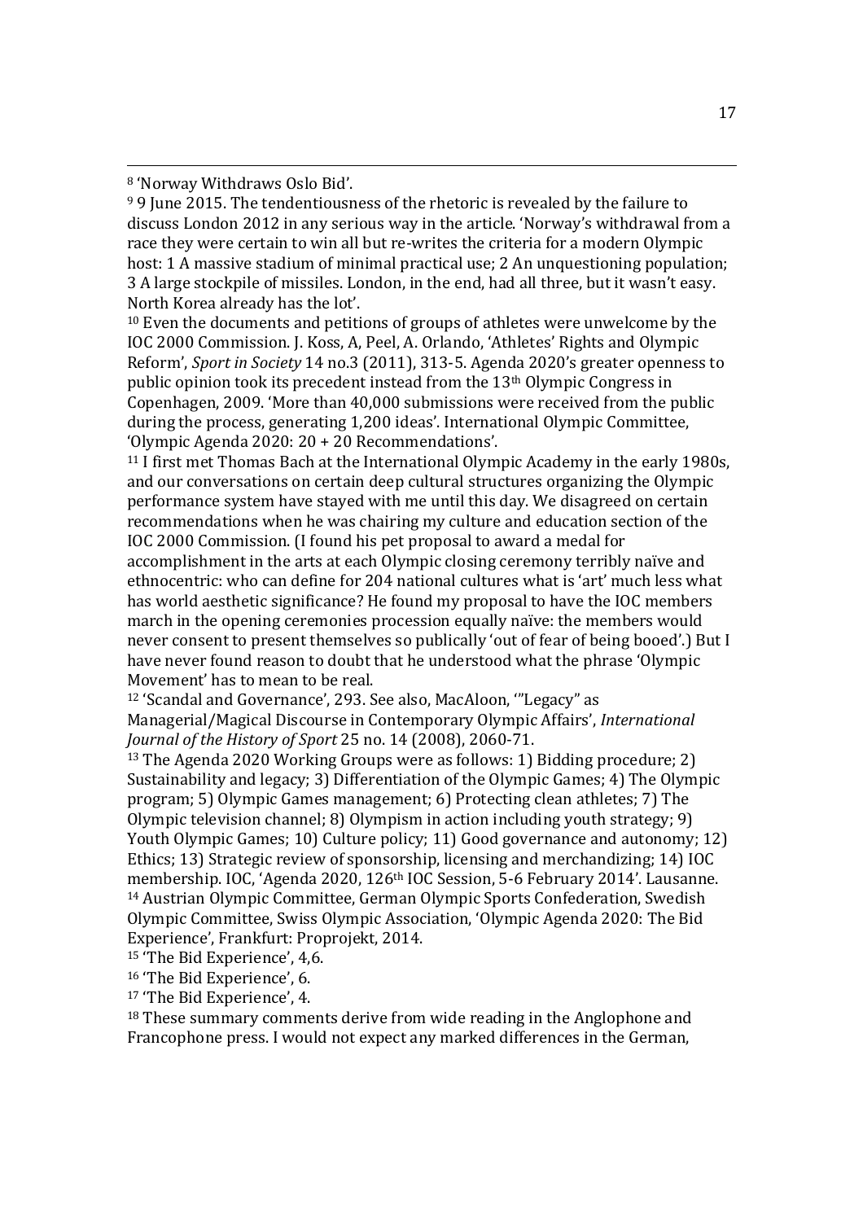[8] 'Norway Withdraws Oslo Bid'.

[9] 9 June 2015. The tendentiousness of the rhetoric is revealed by the failure to discuss London 2012 in any serious way in the article. 'Norway's withdrawal from a race they were certain to win all but re-writes the criteria for a modern Olympic host: 1 A massive stadium of minimal practical use; 2 An unquestioning population; 3 A large stockpile of missiles. London, in the end, had all three, but it wasn't easy. North Korea already has the lot'.

[10] Even the documents and petitions of groups of athletes were unwelcome by the IOC 2000 Commission. J. Koss, A, Peel, A. Orlando, 'Athletes' Rights and Olympic Reform', *Sport in Society* 14 no.3 (2011), 313-5. Agenda 2020's greater openness to public opinion took its precedent instead from the 13th Olympic Congress in Copenhagen, 2009. 'More than 40,000 submissions were received from the public during the process, generating 1,200 ideas'. International Olympic Committee, 'Olympic Agenda 2020: 20 + 20 Recommendations'.

[11] I first met Thomas Bach at the International Olympic Academy in the early 1980s, and our conversations on certain deep cultural structures organizing the Olympic performance system have stayed with me until this day. We disagreed on certain recommendations when he was chairing my culture and education section of the IOC 2000 Commission. (I found his pet proposal to award a medal for accomplishment in the arts at each Olympic closing ceremony terribly naïve and ethnocentric: who can define for 204 national cultures what is 'art' much less what has world aesthetic significance? He found my proposal to have the IOC members march in the opening ceremonies procession equally naïve: the members would never consent to present themselves so publically 'out of fear of being booed'.) But I have never found reason to doubt that he understood what the phrase 'Olympic Movement' has to mean to be real.

[12] 'Scandal and Governance', 293. See also, MacAloon, '"Legacy" as Managerial/Magical Discourse in Contemporary Olympic Affairs', *International Journal of the History of Sport* 25 no. 14 (2008), 2060-71.

[13] The Agenda 2020 Working Groups were as follows: 1) Bidding procedure; 2) Sustainability and legacy; 3) Differentiation of the Olympic Games; 4) The Olympic program; 5) Olympic Games management; 6) Protecting clean athletes; 7) The Olympic television channel; 8) Olympism in action including youth strategy; 9) Youth Olympic Games; 10) Culture policy; 11) Good governance and autonomy; 12) Ethics; 13) Strategic review of sponsorship, licensing and merchandizing; 14) IOC membership. IOC, 'Agenda 2020, 126th IOC Session, 5-6 February 2014'. Lausanne.

[14] Austrian Olympic Committee, German Olympic Sports Confederation, Swedish Olympic Committee, Swiss Olympic Association, 'Olympic Agenda 2020: The Bid Experience', Frankfurt: Proprojekt, 2014.

[15] 'The Bid Experience', 4,6.

[16] 'The Bid Experience', 6.

[17] 'The Bid Experience', 4.

[18] These summary comments derive from wide reading in the Anglophone and Francophone press. I would not expect any marked differences in the German,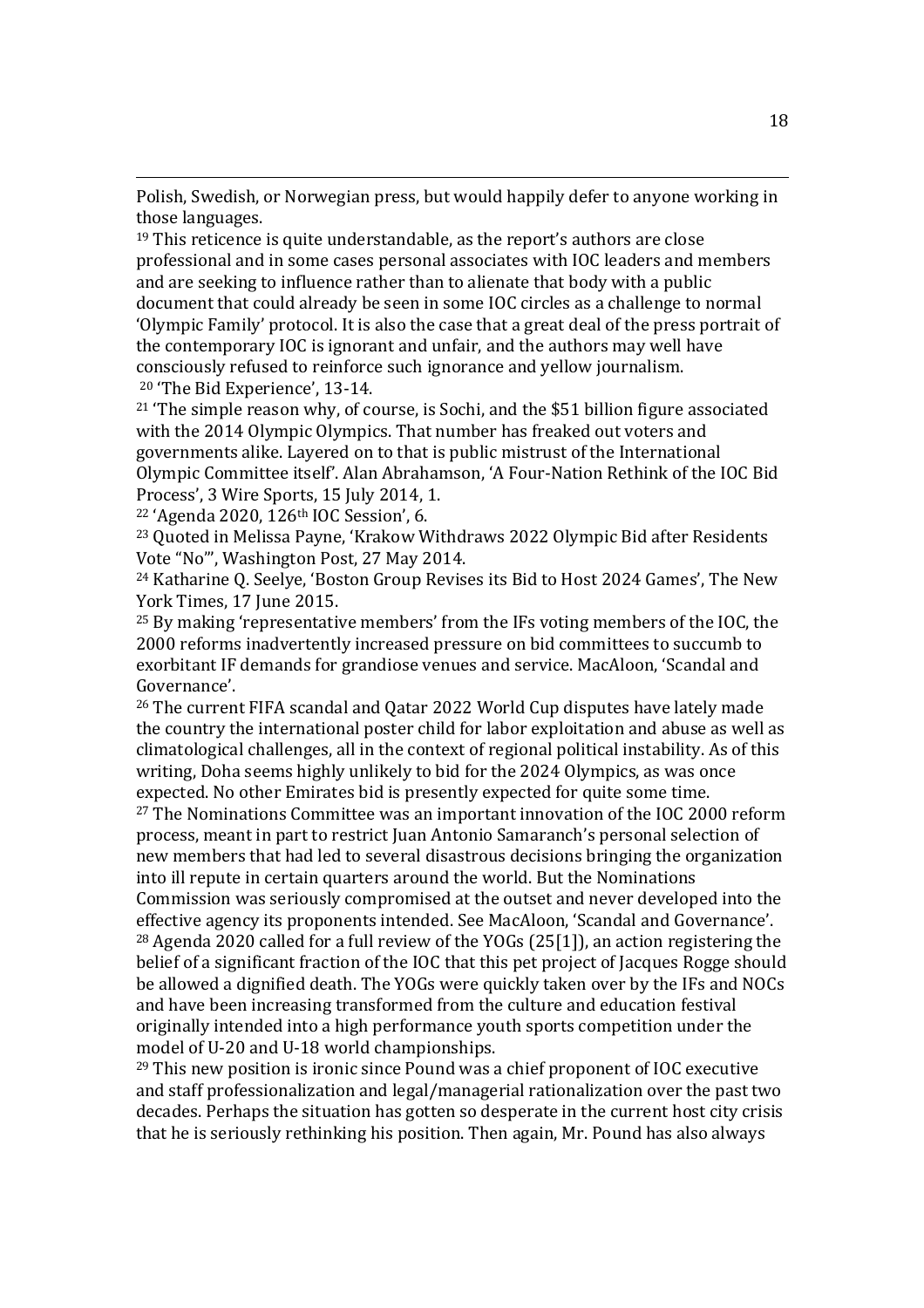Polish, Swedish, or Norwegian press, but would happily defer to anyone working in those languages.

[19] This reticence is quite understandable, as the report's authors are close professional and in some cases personal associates with IOC leaders and members and are seeking to influence rather than to alienate that body with a public document that could already be seen in some IOC circles as a challenge to normal 'Olympic Family' protocol. It is also the case that a great deal of the press portrait of the contemporary IOC is ignorant and unfair, and the authors may well have consciously refused to reinforce such ignorance and yellow journalism.

[20] 'The Bid Experience', 13-14.

[21] 'The simple reason why, of course, is Sochi, and the $51 billion figure associated with the 2014 Olympic Olympics. That number has freaked out voters and governments alike. Layered on to that is public mistrust of the International Olympic Committee itself'. Alan Abrahamson, 'A Four-Nation Rethink of the IOC Bid Process', 3 Wire Sports, 15 July 2014, 1.

[22] 'Agenda 2020, 126th IOC Session', 6.

[23] Quoted in Melissa Payne, 'Krakow Withdraws 2022 Olympic Bid after Residents Vote "No"', Washington Post, 27 May 2014.

[24] Katharine Q. Seelye, 'Boston Group Revises its Bid to Host 2024 Games', The New York Times, 17 June 2015.

[25] By making 'representative members' from the IFs voting members of the IOC, the 2000 reforms inadvertently increased pressure on bid committees to succumb to exorbitant IF demands for grandiose venues and service. MacAloon, 'Scandal and Governance'.

[26] The current FIFA scandal and Qatar 2022 World Cup disputes have lately made the country the international poster child for labor exploitation and abuse as well as climatological challenges, all in the context of regional political instability. As of this writing, Doha seems highly unlikely to bid for the 2024 Olympics, as was once expected. No other Emirates bid is presently expected for quite some time.

[27] The Nominations Committee was an important innovation of the IOC 2000 reform process, meant in part to restrict Juan Antonio Samaranch's personal selection of new members that had led to several disastrous decisions bringing the organization into ill repute in certain quarters around the world. But the Nominations Commission was seriously compromised at the outset and never developed into the effective agency its proponents intended. See MacAloon, 'Scandal and Governance'.

[28] Agenda 2020 called for a full review of the YOGs (25[1]), an action registering the belief of a significant fraction of the IOC that this pet project of Jacques Rogge should be allowed a dignified death. The YOGs were quickly taken over by the IFs and NOCs and have been increasing transformed from the culture and education festival originally intended into a high performance youth sports competition under the model of U-20 and U-18 world championships.

[29] This new position is ironic since Pound was a chief proponent of IOC executive and staff professionalization and legal/managerial rationalization over the past two decades. Perhaps the situation has gotten so desperate in the current host city crisis that he is seriously rethinking his position. Then again, Mr. Pound has also always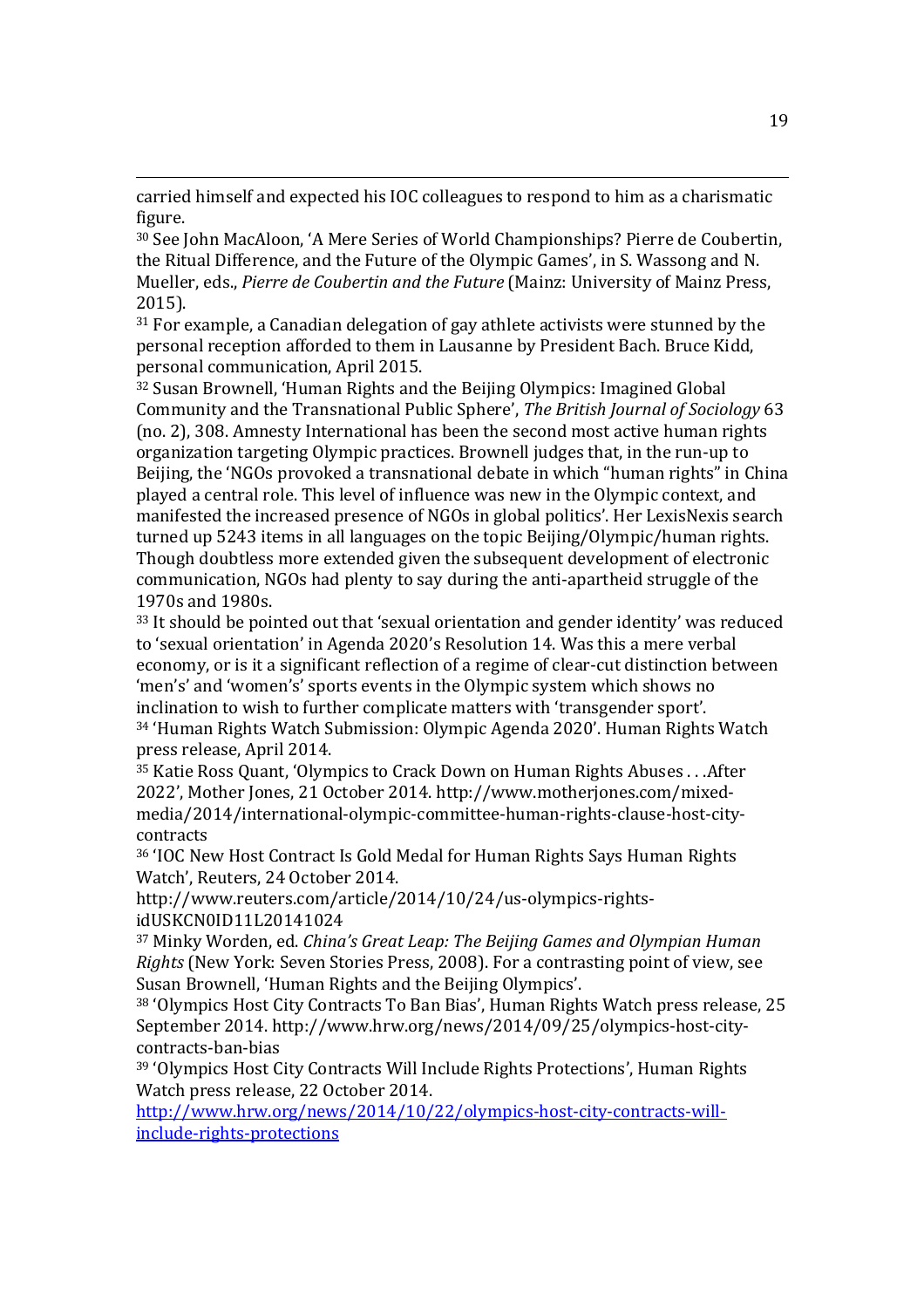carried himself and expected his IOC colleagues to respond to him as a charismatic figure.

[30] See John MacAloon, 'A Mere Series of World Championships? Pierre de Coubertin, the Ritual Difference, and the Future of the Olympic Games', in S. Wassong and N. Mueller, eds., *Pierre de Coubertin and the Future* (Mainz: University of Mainz Press, 2015).

[31] For example, a Canadian delegation of gay athlete activists were stunned by the personal reception afforded to them in Lausanne by President Bach. Bruce Kidd, personal communication, April 2015.

[32] Susan Brownell, 'Human Rights and the Beijing Olympics: Imagined Global Community and the Transnational Public Sphere', *The British Journal of Sociology* 63 (no. 2), 308. Amnesty International has been the second most active human rights organization targeting Olympic practices. Brownell judges that, in the run-up to Beijing, the 'NGOs provoked a transnational debate in which "human rights" in China played a central role. This level of influence was new in the Olympic context, and manifested the increased presence of NGOs in global politics'. Her LexisNexis search turned up 5243 items in all languages on the topic Beijing/Olympic/human rights. Though doubtless more extended given the subsequent development of electronic communication, NGOs had plenty to say during the anti-apartheid struggle of the 1970s and 1980s.

[33] It should be pointed out that 'sexual orientation and gender identity' was reduced to 'sexual orientation' in Agenda 2020's Resolution 14. Was this a mere verbal economy, or is it a significant reflection of a regime of clear-cut distinction between 'men's' and 'women's' sports events in the Olympic system which shows no inclination to wish to further complicate matters with 'transgender sport'.

[34] 'Human Rights Watch Submission: Olympic Agenda 2020'. Human Rights Watch press release, April 2014.

[35] Katie Ross Quant, 'Olympics to Crack Down on Human Rights Abuses . . .After 2022', Mother Jones, 21 October 2014. http://www.motherjones.com/mixed-media/2014/international-olympic-committee-human-rights-clause-host-city-contracts

[36] 'IOC New Host Contract Is Gold Medal for Human Rights Says Human Rights Watch', Reuters, 24 October 2014. http://www.reuters.com/article/2014/10/24/us-olympics-rights-idUSKCN0ID11L20141024

[37] Minky Worden, ed. *China's Great Leap: The Beijing Games and Olympian Human Rights* (New York: Seven Stories Press, 2008). For a contrasting point of view, see Susan Brownell, 'Human Rights and the Beijing Olympics'.

[38] 'Olympics Host City Contracts To Ban Bias', Human Rights Watch press release, 25 September 2014. http://www.hrw.org/news/2014/09/25/olympics-host-city-contracts-ban-bias

[39] 'Olympics Host City Contracts Will Include Rights Protections', Human Rights Watch press release, 22 October 2014. http://www.hrw.org/news/2014/10/22/olympics-host-city-contracts-will-include-rights-protections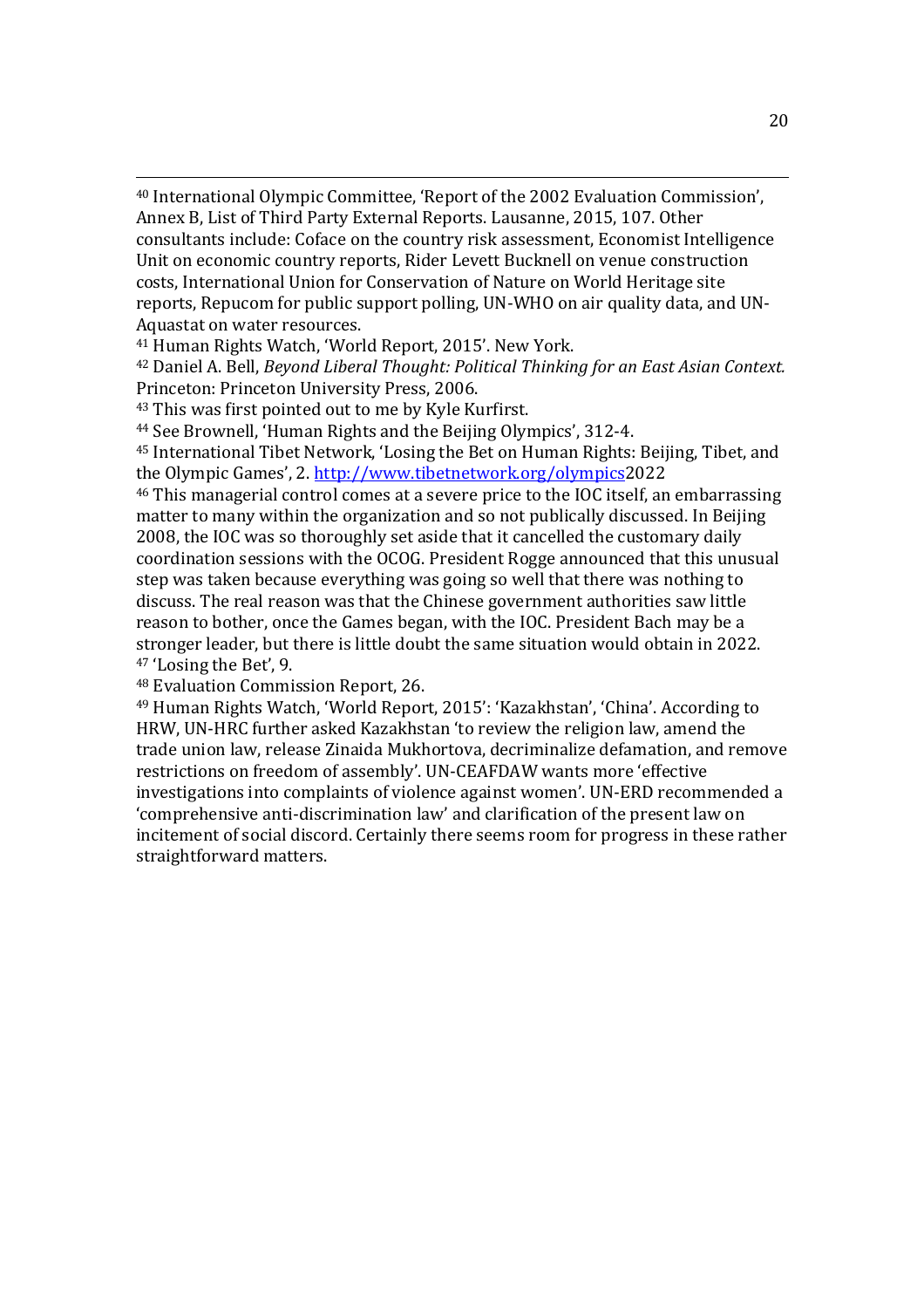[40] International Olympic Committee, 'Report of the 2002 Evaluation Commission', Annex B, List of Third Party External Reports. Lausanne, 2015, 107. Other consultants include: Coface on the country risk assessment, Economist Intelligence Unit on economic country reports, Rider Levett Bucknell on venue construction costs, International Union for Conservation of Nature on World Heritage site reports, Repucom for public support polling, UN-WHO on air quality data, and UN-Aquastat on water resources.

[41] Human Rights Watch, 'World Report, 2015'. New York.

[42] Daniel A. Bell, *Beyond Liberal Thought: Political Thinking for an East Asian Context.* Princeton: Princeton University Press, 2006.

[43] This was first pointed out to me by Kyle Kurfirst.

[44] See Brownell, 'Human Rights and the Beijing Olympics', 312-4.

[45] International Tibet Network, 'Losing the Bet on Human Rights: Beijing, Tibet, and the Olympic Games', 2. http://www.tibetnetwork.org/olympics2022

[46] This managerial control comes at a severe price to the IOC itself, an embarrassing matter to many within the organization and so not publically discussed. In Beijing 2008, the IOC was so thoroughly set aside that it cancelled the customary daily coordination sessions with the OCOG. President Rogge announced that this unusual step was taken because everything was going so well that there was nothing to discuss. The real reason was that the Chinese government authorities saw little reason to bother, once the Games began, with the IOC. President Bach may be a stronger leader, but there is little doubt the same situation would obtain in 2022.

[47] 'Losing the Bet', 9.

[48] Evaluation Commission Report, 26.

[49] Human Rights Watch, 'World Report, 2015': 'Kazakhstan', 'China'. According to HRW, UN-HRC further asked Kazakhstan 'to review the religion law, amend the trade union law, release Zinaida Mukhortova, decriminalize defamation, and remove restrictions on freedom of assembly'. UN-CEAFDAW wants more 'effective investigations into complaints of violence against women'. UN-ERD recommended a 'comprehensive anti-discrimination law' and clarification of the present law on incitement of social discord. Certainly there seems room for progress in these rather straightforward matters.